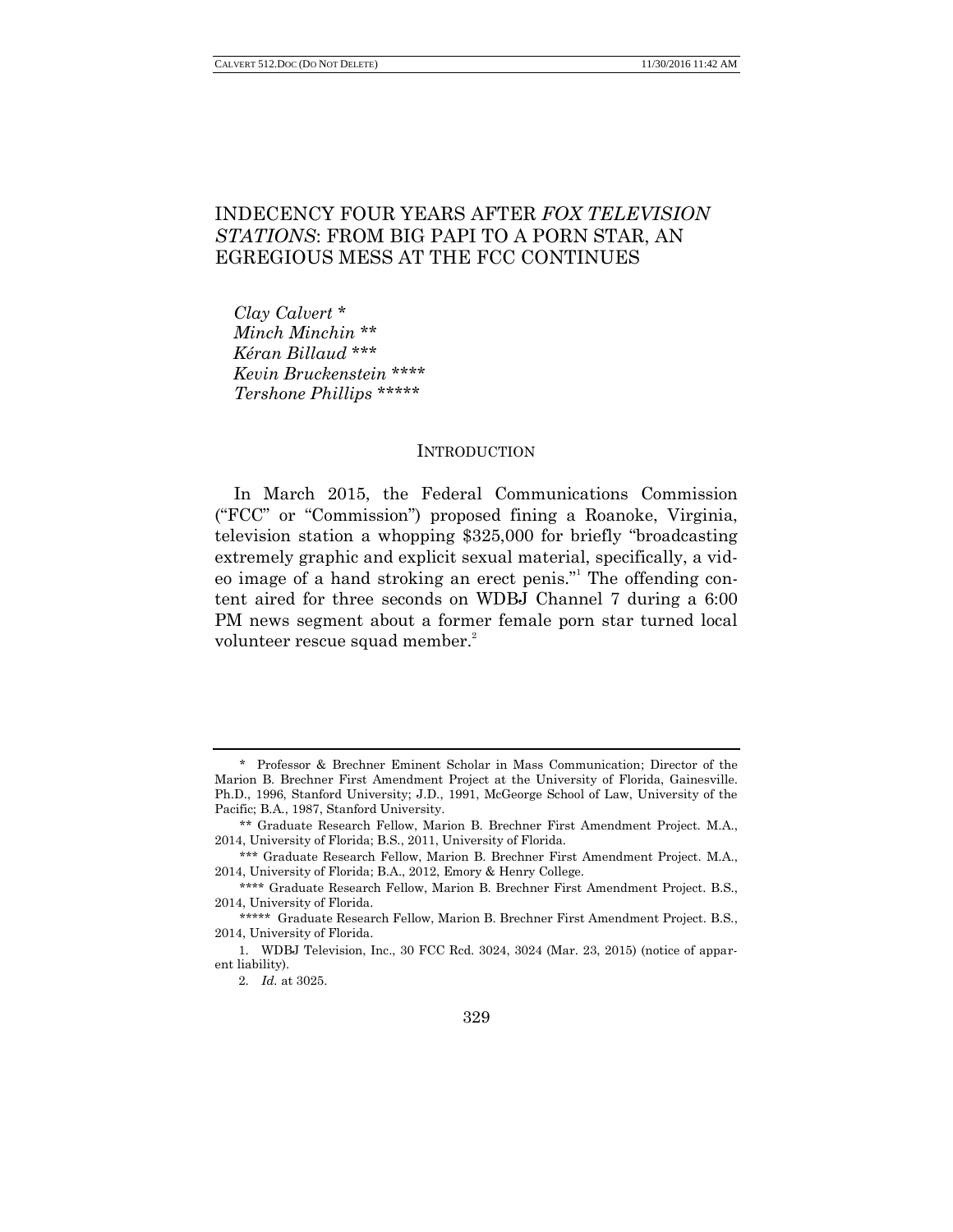# INDECENCY FOUR YEARS AFTER *FOX TELEVISION STATIONS*: FROM BIG PAPI TO A PORN STAR, AN EGREGIOUS MESS AT THE FCC CONTINUES

*Clay Calvert* \*
*Minch Minchin* \*\*
*Kéran Billaud* \*\*\*
*Kevin Bruckenstein* \*\*\*\*
*Tershone Phillips* \*\*\*\*\*

## INTRODUCTION

In March 2015, the Federal Communications Commission ("FCC" or "Commission") proposed fining a Roanoke, Virginia, television station a whopping $325,000 for briefly "broadcasting extremely graphic and explicit sexual material, specifically, a video image of a hand stroking an erect penis."[1] The offending content aired for three seconds on WDBJ Channel 7 during a 6:00 PM news segment about a former female porn star turned local volunteer rescue squad member.[2]

---

\* Professor & Brechner Eminent Scholar in Mass Communication; Director of the Marion B. Brechner First Amendment Project at the University of Florida, Gainesville. Ph.D., 1996, Stanford University; J.D., 1991, McGeorge School of Law, University of the Pacific; B.A., 1987, Stanford University.

\*\* Graduate Research Fellow, Marion B. Brechner First Amendment Project. M.A., 2014, University of Florida; B.S., 2011, University of Florida.

\*\*\* Graduate Research Fellow, Marion B. Brechner First Amendment Project. M.A., 2014, University of Florida; B.A., 2012, Emory & Henry College.

\*\*\*\* Graduate Research Fellow, Marion B. Brechner First Amendment Project. B.S., 2014, University of Florida.

\*\*\*\*\* Graduate Research Fellow, Marion B. Brechner First Amendment Project. B.S., 2014, University of Florida.

1. WDBJ Television, Inc., 30 FCC Rcd. 3024, 3024 (Mar. 23, 2015) (notice of apparent liability).

2. *Id.* at 3025.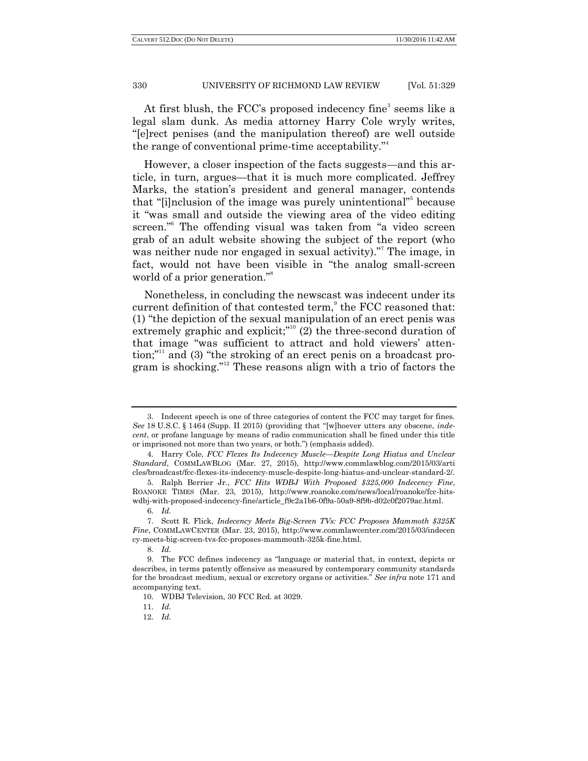At first blush, the FCC's proposed indecency fine[3] seems like a legal slam dunk. As media attorney Harry Cole wryly writes, "[e]rect penises (and the manipulation thereof) are well outside the range of conventional prime-time acceptability."[4]

However, a closer inspection of the facts suggests—and this article, in turn, argues—that it is much more complicated. Jeffrey Marks, the station's president and general manager, contends that "[i]nclusion of the image was purely unintentional"[5] because it "was small and outside the viewing area of the video editing screen."[6] The offending visual was taken from "a video screen grab of an adult website showing the subject of the report (who was neither nude nor engaged in sexual activity)."[7] The image, in fact, would not have been visible in "the analog small-screen world of a prior generation."[8]

Nonetheless, in concluding the newscast was indecent under its current definition of that contested term,[9] the FCC reasoned that: (1) "the depiction of the sexual manipulation of an erect penis was extremely graphic and explicit;"[10] (2) the three-second duration of that image "was sufficient to attract and hold viewers' attention;"[11] and (3) "the stroking of an erect penis on a broadcast program is shocking."[12] These reasons align with a trio of factors the

---

3. Indecent speech is one of three categories of content the FCC may target for fines. *See* 18 U.S.C. § 1464 (Supp. II 2015) (providing that "[w]hoever utters any obscene, *indecent*, or profane language by means of radio communication shall be fined under this title or imprisoned not more than two years, or both.") (emphasis added).

4. Harry Cole, *FCC Flexes Its Indecency Muscle—Despite Long Hiatus and Unclear Standard*, COMMLAWBLOG (Mar. 27, 2015), http://www.commlawblog.com/2015/03/articles/broadcast/fcc-flexes-its-indecency-muscle-despite-long-hiatus-and-unclear-standard-2/.

5. Ralph Berrier Jr., *FCC Hits WDBJ With Proposed $325,000 Indecency Fine*, ROANOKE TIMES (Mar. 23, 2015), http://www.roanoke.com/news/local/roanoke/fcc-hits-wdbj-with-proposed-indecency-fine/article_f9c2a1b6-0f9a-50a9-8f9b-d02c0f2079ac.html.

6. *Id.*

7. Scott R. Flick, *Indecency Meets Big-Screen TVs: FCC Proposes Mammoth $325K Fine*, COMMLAWCENTER (Mar. 23, 2015), http://www.commlawcenter.com/2015/03/indecency-meets-big-screen-tvs-fcc-proposes-mammouth-325k-fine.html.

8. *Id.*

9. The FCC defines indecency as "language or material that, in context, depicts or describes, in terms patently offensive as measured by contemporary community standards for the broadcast medium, sexual or excretory organs or activities." *See infra* note 171 and accompanying text.

10. WDBJ Television, 30 FCC Rcd. at 3029.

11. *Id.*

12. *Id.*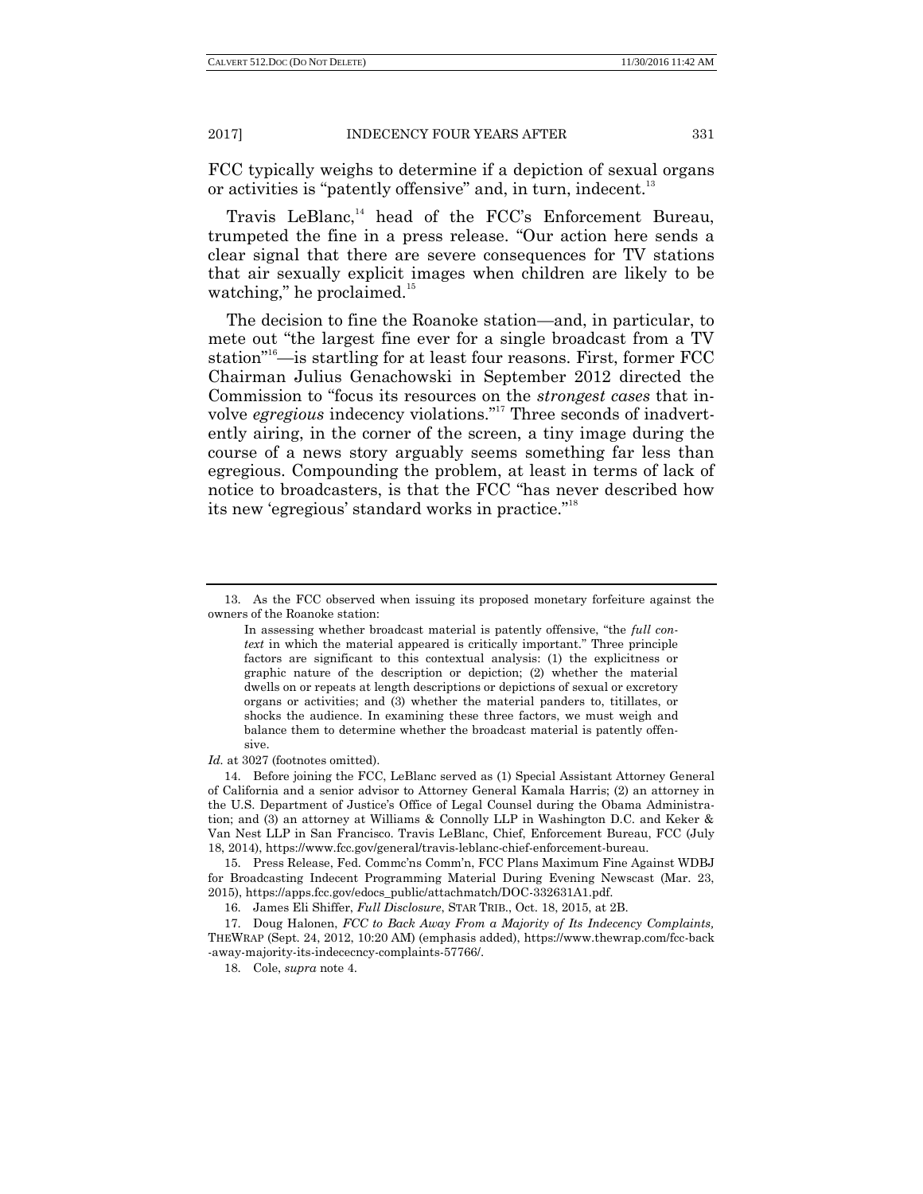FCC typically weighs to determine if a depiction of sexual organs or activities is "patently offensive" and, in turn, indecent.[13]

Travis LeBlanc,[14] head of the FCC's Enforcement Bureau, trumpeted the fine in a press release. "Our action here sends a clear signal that there are severe consequences for TV stations that air sexually explicit images when children are likely to be watching," he proclaimed.[15]

The decision to fine the Roanoke station—and, in particular, to mete out "the largest fine ever for a single broadcast from a TV station"[16]—is startling for at least four reasons. First, former FCC Chairman Julius Genachowski in September 2012 directed the Commission to "focus its resources on the *strongest cases* that involve *egregious* indecency violations."[17] Three seconds of inadvertently airing, in the corner of the screen, a tiny image during the course of a news story arguably seems something far less than egregious. Compounding the problem, at least in terms of lack of notice to broadcasters, is that the FCC "has never described how its new 'egregious' standard works in practice."[18]

---

13. As the FCC observed when issuing its proposed monetary forfeiture against the owners of the Roanoke station:

> In assessing whether broadcast material is patently offensive, "the *full context* in which the material appeared is critically important." Three principle factors are significant to this contextual analysis: (1) the explicitness or graphic nature of the description or depiction; (2) whether the material dwells on or repeats at length descriptions or depictions of sexual or excretory organs or activities; and (3) whether the material panders to, titillates, or shocks the audience. In examining these three factors, we must weigh and balance them to determine whether the broadcast material is patently offensive.

*Id.* at 3027 (footnotes omitted).

14. Before joining the FCC, LeBlanc served as (1) Special Assistant Attorney General of California and a senior advisor to Attorney General Kamala Harris; (2) an attorney in the U.S. Department of Justice's Office of Legal Counsel during the Obama Administration; and (3) an attorney at Williams & Connolly LLP in Washington D.C. and Keker & Van Nest LLP in San Francisco. Travis LeBlanc, Chief, Enforcement Bureau, FCC (July 18, 2014), https://www.fcc.gov/general/travis-leblanc-chief-enforcement-bureau.

15. Press Release, Fed. Commc'ns Comm'n, FCC Plans Maximum Fine Against WDBJ for Broadcasting Indecent Programming Material During Evening Newscast (Mar. 23, 2015), https://apps.fcc.gov/edocs_public/attachmatch/DOC-332631A1.pdf.

16. James Eli Shiffer, *Full Disclosure*, STAR TRIB., Oct. 18, 2015, at 2B.

17. Doug Halonen, *FCC to Back Away From a Majority of Its Indecency Complaints,* THEWRAP (Sept. 24, 2012, 10:20 AM) (emphasis added), https://www.thewrap.com/fcc-back-away-majority-its-indececncy-complaints-57766/.

18. Cole, *supra* note 4.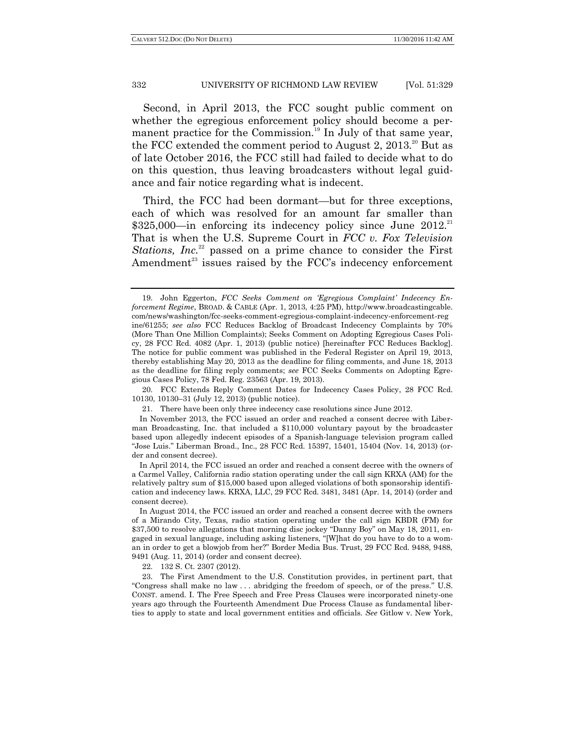Second, in April 2013, the FCC sought public comment on whether the egregious enforcement policy should become a permanent practice for the Commission.[19] In July of that same year, the FCC extended the comment period to August 2, 2013.[20] But as of late October 2016, the FCC still had failed to decide what to do on this question, thus leaving broadcasters without legal guidance and fair notice regarding what is indecent.

Third, the FCC had been dormant—but for three exceptions, each of which was resolved for an amount far smaller than $325,000—in enforcing its indecency policy since June 2012.[21] That is when the U.S. Supreme Court in *FCC v. Fox Television Stations, Inc.*[22] passed on a prime chance to consider the First Amendment[23] issues raised by the FCC's indecency enforcement

---

19. John Eggerton, *FCC Seeks Comment on 'Egregious Complaint' Indecency Enforcement Regime*, BROAD. & CABLE (Apr. 1, 2013, 4:25 PM), http://www.broadcastingcable.com/news/washington/fcc-seeks-comment-egregious-complaint-indecency-enforcement-regine/61255; *see also* FCC Reduces Backlog of Broadcast Indecency Complaints by 70% (More Than One Million Complaints); Seeks Comment on Adopting Egregious Cases Policy, 28 FCC Rcd. 4082 (Apr. 1, 2013) (public notice) [hereinafter FCC Reduces Backlog]. The notice for public comment was published in the Federal Register on April 19, 2013, thereby establishing May 20, 2013 as the deadline for filing comments, and June 18, 2013 as the deadline for filing reply comments; *see* FCC Seeks Comments on Adopting Egregious Cases Policy, 78 Fed. Reg. 23563 (Apr. 19, 2013).

20. FCC Extends Reply Comment Dates for Indecency Cases Policy, 28 FCC Rcd. 10130, 10130–31 (July 12, 2013) (public notice).

21. There have been only three indecency case resolutions since June 2012.

In November 2013, the FCC issued an order and reached a consent decree with Liberman Broadcasting, Inc. that included a $110,000 voluntary payout by the broadcaster based upon allegedly indecent episodes of a Spanish-language television program called "Jose Luis." Liberman Broad., Inc., 28 FCC Rcd. 15397, 15401, 15404 (Nov. 14, 2013) (order and consent decree).

In April 2014, the FCC issued an order and reached a consent decree with the owners of a Carmel Valley, California radio station operating under the call sign KRXA (AM) for the relatively paltry sum of $15,000 based upon alleged violations of both sponsorship identification and indecency laws. KRXA, LLC, 29 FCC Rcd. 3481, 3481 (Apr. 14, 2014) (order and consent decree).

In August 2014, the FCC issued an order and reached a consent decree with the owners of a Mirando City, Texas, radio station operating under the call sign KBDR (FM) for $37,500 to resolve allegations that morning disc jockey "Danny Boy" on May 18, 2011, engaged in sexual language, including asking listeners, "[W]hat do you have to do to a woman in order to get a blowjob from her?" Border Media Bus. Trust, 29 FCC Rcd. 9488, 9488, 9491 (Aug. 11, 2014) (order and consent decree).

22. 132 S. Ct. 2307 (2012).

23. The First Amendment to the U.S. Constitution provides, in pertinent part, that "Congress shall make no law . . . abridging the freedom of speech, or of the press." U.S. CONST. amend. I. The Free Speech and Free Press Clauses were incorporated ninety-one years ago through the Fourteenth Amendment Due Process Clause as fundamental liberties to apply to state and local government entities and officials. *See* Gitlow v. New York,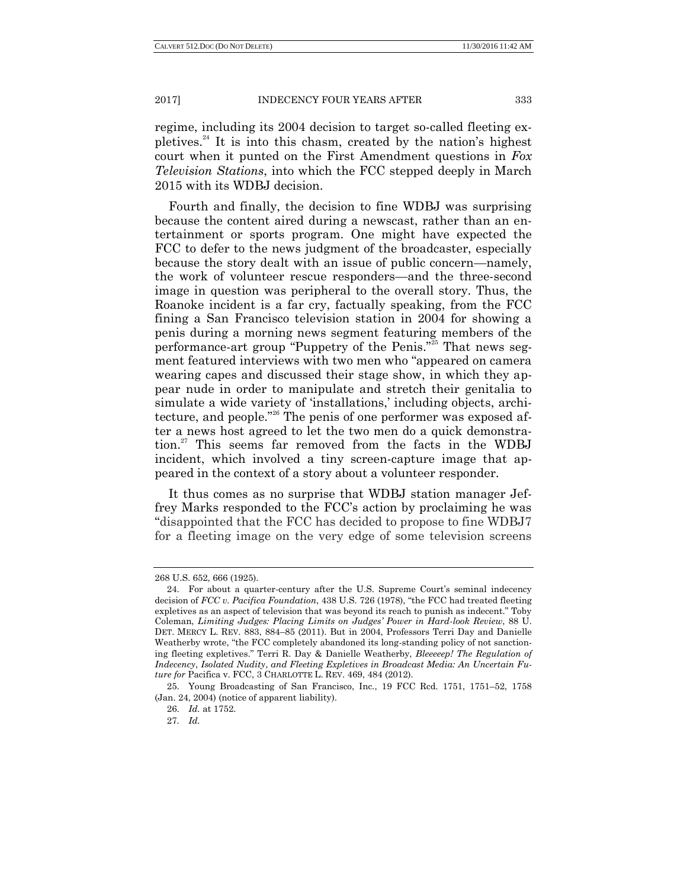regime, including its 2004 decision to target so-called fleeting expletives.[24] It is into this chasm, created by the nation's highest court when it punted on the First Amendment questions in *Fox Television Stations*, into which the FCC stepped deeply in March 2015 with its WDBJ decision.

Fourth and finally, the decision to fine WDBJ was surprising because the content aired during a newscast, rather than an entertainment or sports program. One might have expected the FCC to defer to the news judgment of the broadcaster, especially because the story dealt with an issue of public concern—namely, the work of volunteer rescue responders—and the three-second image in question was peripheral to the overall story. Thus, the Roanoke incident is a far cry, factually speaking, from the FCC fining a San Francisco television station in 2004 for showing a penis during a morning news segment featuring members of the performance-art group "Puppetry of the Penis."[25] That news segment featured interviews with two men who "appeared on camera wearing capes and discussed their stage show, in which they appear nude in order to manipulate and stretch their genitalia to simulate a wide variety of 'installations,' including objects, architecture, and people."[26] The penis of one performer was exposed after a news host agreed to let the two men do a quick demonstration.[27] This seems far removed from the facts in the WDBJ incident, which involved a tiny screen-capture image that appeared in the context of a story about a volunteer responder.

It thus comes as no surprise that WDBJ station manager Jeffrey Marks responded to the FCC's action by proclaiming he was "disappointed that the FCC has decided to propose to fine WDBJ7 for a fleeting image on the very edge of some television screens

---

268 U.S. 652, 666 (1925).

24. For about a quarter-century after the U.S. Supreme Court's seminal indecency decision of *FCC v. Pacifica Foundation*, 438 U.S. 726 (1978), "the FCC had treated fleeting expletives as an aspect of television that was beyond its reach to punish as indecent." Toby Coleman, *Limiting Judges: Placing Limits on Judges' Power in Hard-look Review*, 88 U. DET. MERCY L. REV. 883, 884–85 (2011). But in 2004, Professors Terri Day and Danielle Weatherby wrote, "the FCC completely abandoned its long-standing policy of not sanctioning fleeting expletives." Terri R. Day & Danielle Weatherby, *Bleeeeep! The Regulation of Indecency, Isolated Nudity, and Fleeting Expletives in Broadcast Media: An Uncertain Future for* Pacifica v. FCC, 3 CHARLOTTE L. REV. 469, 484 (2012).

25. Young Broadcasting of San Francisco, Inc., 19 FCC Rcd. 1751, 1751–52, 1758 (Jan. 24, 2004) (notice of apparent liability).

26. *Id.* at 1752.

27. *Id.*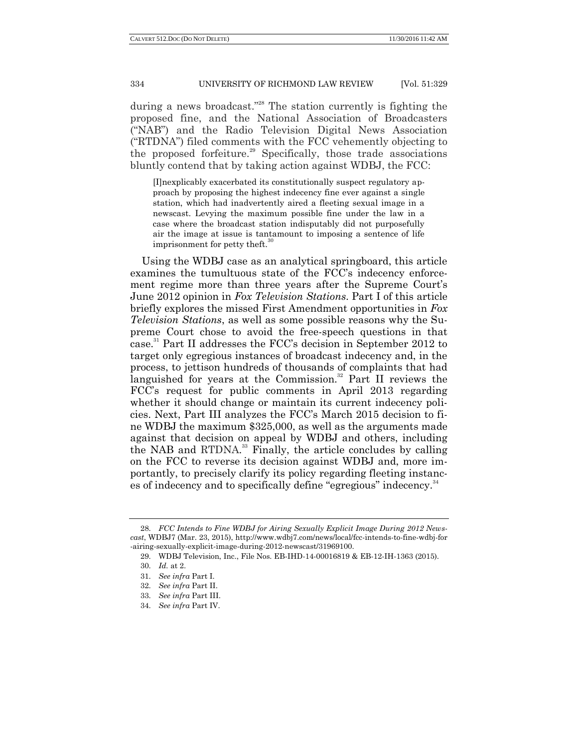during a news broadcast."[28] The station currently is fighting the proposed fine, and the National Association of Broadcasters ("NAB") and the Radio Television Digital News Association ("RTDNA") filed comments with the FCC vehemently objecting to the proposed forfeiture.[29] Specifically, those trade associations bluntly contend that by taking action against WDBJ, the FCC:

> [I]nexplicably exacerbated its constitutionally suspect regulatory approach by proposing the highest indecency fine ever against a single station, which had inadvertently aired a fleeting sexual image in a newscast. Levying the maximum possible fine under the law in a case where the broadcast station indisputably did not purposefully air the image at issue is tantamount to imposing a sentence of life imprisonment for petty theft.[30]

Using the WDBJ case as an analytical springboard, this article examines the tumultuous state of the FCC's indecency enforcement regime more than three years after the Supreme Court's June 2012 opinion in *Fox Television Stations*. Part I of this article briefly explores the missed First Amendment opportunities in *Fox Television Stations*, as well as some possible reasons why the Supreme Court chose to avoid the free-speech questions in that case.[31] Part II addresses the FCC's decision in September 2012 to target only egregious instances of broadcast indecency and, in the process, to jettison hundreds of thousands of complaints that had languished for years at the Commission.[32] Part II reviews the FCC's request for public comments in April 2013 regarding whether it should change or maintain its current indecency policies. Next, Part III analyzes the FCC's March 2015 decision to fine WDBJ the maximum $325,000, as well as the arguments made against that decision on appeal by WDBJ and others, including the NAB and RTDNA.[33] Finally, the article concludes by calling on the FCC to reverse its decision against WDBJ and, more importantly, to precisely clarify its policy regarding fleeting instances of indecency and to specifically define "egregious" indecency.[34]

---

28. *FCC Intends to Fine WDBJ for Airing Sexually Explicit Image During 2012 Newscast*, WDBJ7 (Mar. 23, 2015), http://www.wdbj7.com/news/local/fcc-intends-to-fine-wdbj-for-airing-sexually-explicit-image-during-2012-newscast/31969100.

29. WDBJ Television, Inc., File Nos. EB-IHD-14-00016819 & EB-12-IH-1363 (2015).

30. *Id.* at 2.

31. *See infra* Part I.

32. *See infra* Part II.

33. *See infra* Part III.

34. *See infra* Part IV.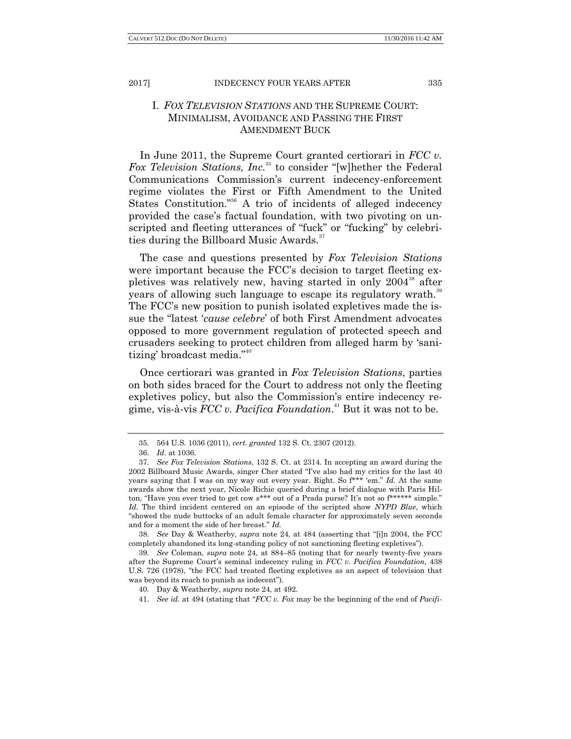## I. *FOX TELEVISION STATIONS* AND THE SUPREME COURT: MINIMALISM, AVOIDANCE AND PASSING THE FIRST AMENDMENT BUCK

In June 2011, the Supreme Court granted certiorari in *FCC v. Fox Television Stations, Inc.*[35] to consider "[w]hether the Federal Communications Commission's current indecency-enforcement regime violates the First or Fifth Amendment to the United States Constitution."[36] A trio of incidents of alleged indecency provided the case's factual foundation, with two pivoting on unscripted and fleeting utterances of "fuck" or "fucking" by celebrities during the Billboard Music Awards.[37]

The case and questions presented by *Fox Television Stations* were important because the FCC's decision to target fleeting expletives was relatively new, having started in only 2004[38] after years of allowing such language to escape its regulatory wrath.[39] The FCC's new position to punish isolated expletives made the issue the "latest '*cause celebre*' of both First Amendment advocates opposed to more government regulation of protected speech and crusaders seeking to protect children from alleged harm by 'sanitizing' broadcast media."[40]

Once certiorari was granted in *Fox Television Stations*, parties on both sides braced for the Court to address not only the fleeting expletives policy, but also the Commission's entire indecency regime, vis-à-vis *FCC v. Pacifica Foundation*.[41] But it was not to be.

---

35. 564 U.S. 1036 (2011), *cert. granted* 132 S. Ct. 2307 (2012).

36. *Id*. at 1036.

37. *See Fox Television Stations*, 132 S. Ct. at 2314. In accepting an award during the 2002 Billboard Music Awards, singer Cher stated "I've also had my critics for the last 40 years saying that I was on my way out every year. Right. So f*** 'em." *Id.* At the same awards show the next year, Nicole Richie queried during a brief dialogue with Paris Hilton, "Have you ever tried to get cow s*** out of a Prada purse? It's not so f****** simple." *Id.* The third incident centered on an episode of the scripted show *NYPD Blue*, which "showed the nude buttocks of an adult female character for approximately seven seconds and for a moment the side of her breast." *Id.*

38. *See* Day & Weatherby, *supra* note 24, at 484 (asserting that "[i]n 2004, the FCC completely abandoned its long-standing policy of not sanctioning fleeting expletives").

39. *See* Coleman, *supra* note 24, at 884–85 (noting that for nearly twenty-five years after the Supreme Court's seminal indecency ruling in *FCC v. Pacifica Foundation*, 438 U.S. 726 (1978), "the FCC had treated fleeting expletives as an aspect of television that was beyond its reach to punish as indecent").

40. Day & Weatherby, *supra* note 24, at 492.

41. *See id.* at 494 (stating that "*FCC v. Fox* may be the beginning of the end of *Pacifi-*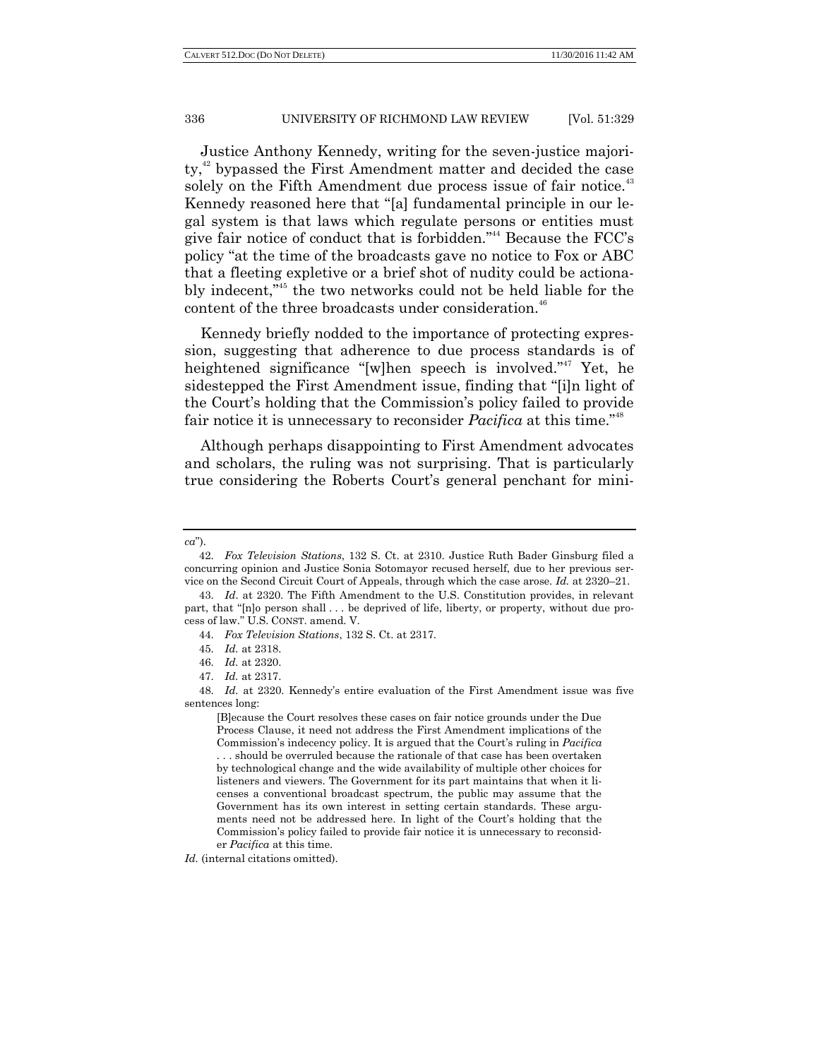Justice Anthony Kennedy, writing for the seven-justice majority,[42] bypassed the First Amendment matter and decided the case solely on the Fifth Amendment due process issue of fair notice.[43] Kennedy reasoned here that "[a] fundamental principle in our legal system is that laws which regulate persons or entities must give fair notice of conduct that is forbidden."[44] Because the FCC's policy "at the time of the broadcasts gave no notice to Fox or ABC that a fleeting expletive or a brief shot of nudity could be actionably indecent,"[45] the two networks could not be held liable for the content of the three broadcasts under consideration.[46]

Kennedy briefly nodded to the importance of protecting expression, suggesting that adherence to due process standards is of heightened significance "[w]hen speech is involved."[47] Yet, he sidestepped the First Amendment issue, finding that "[i]n light of the Court's holding that the Commission's policy failed to provide fair notice it is unnecessary to reconsider *Pacifica* at this time."[48]

Although perhaps disappointing to First Amendment advocates and scholars, the ruling was not surprising. That is particularly true considering the Roberts Court's general penchant for mini-

---

*ca*").

42. *Fox Television Stations*, 132 S. Ct. at 2310. Justice Ruth Bader Ginsburg filed a concurring opinion and Justice Sonia Sotomayor recused herself, due to her previous service on the Second Circuit Court of Appeals, through which the case arose. *Id.* at 2320–21.

43. *Id*. at 2320. The Fifth Amendment to the U.S. Constitution provides, in relevant part, that "[n]o person shall . . . be deprived of life, liberty, or property, without due process of law." U.S. CONST. amend. V.

44. *Fox Television Stations*, 132 S. Ct. at 2317.

45. *Id.* at 2318.

46. *Id.* at 2320.

47. *Id.* at 2317.

48. *Id.* at 2320. Kennedy's entire evaluation of the First Amendment issue was five sentences long:

> [B]ecause the Court resolves these cases on fair notice grounds under the Due Process Clause, it need not address the First Amendment implications of the Commission's indecency policy. It is argued that the Court's ruling in *Pacifica* . . . should be overruled because the rationale of that case has been overtaken by technological change and the wide availability of multiple other choices for listeners and viewers. The Government for its part maintains that when it licenses a conventional broadcast spectrum, the public may assume that the Government has its own interest in setting certain standards. These arguments need not be addressed here. In light of the Court's holding that the Commission's policy failed to provide fair notice it is unnecessary to reconsider *Pacifica* at this time.

*Id.* (internal citations omitted).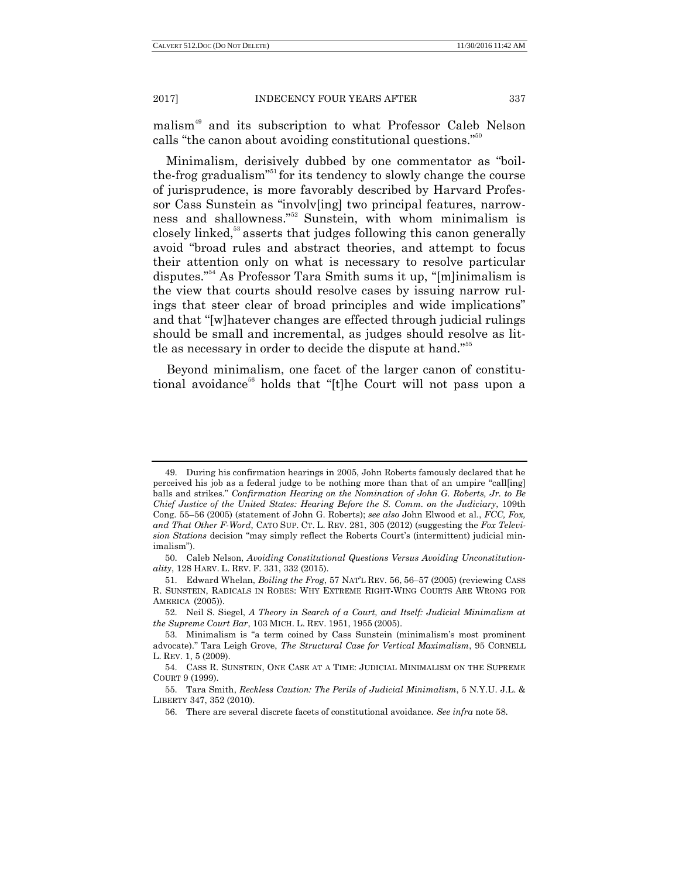malism[49] and its subscription to what Professor Caleb Nelson calls "the canon about avoiding constitutional questions."[50]

Minimalism, derisively dubbed by one commentator as "boil-the-frog gradualism"[51] for its tendency to slowly change the course of jurisprudence, is more favorably described by Harvard Professor Cass Sunstein as "involv[ing] two principal features, narrowness and shallowness."[52] Sunstein, with whom minimalism is closely linked,[53] asserts that judges following this canon generally avoid "broad rules and abstract theories, and attempt to focus their attention only on what is necessary to resolve particular disputes."[54] As Professor Tara Smith sums it up, "[m]inimalism is the view that courts should resolve cases by issuing narrow rulings that steer clear of broad principles and wide implications" and that "[w]hatever changes are effected through judicial rulings should be small and incremental, as judges should resolve as little as necessary in order to decide the dispute at hand."[55]

Beyond minimalism, one facet of the larger canon of constitutional avoidance[56] holds that "[t]he Court will not pass upon a

---

49. During his confirmation hearings in 2005, John Roberts famously declared that he perceived his job as a federal judge to be nothing more than that of an umpire "call[ing] balls and strikes." *Confirmation Hearing on the Nomination of John G. Roberts, Jr. to Be Chief Justice of the United States: Hearing Before the S. Comm. on the Judiciary*, 109th Cong. 55–56 (2005) (statement of John G. Roberts); *see also* John Elwood et al., *FCC, Fox, and That Other F-Word*, CATO SUP. CT. L. REV. 281, 305 (2012) (suggesting the *Fox Television Stations* decision "may simply reflect the Roberts Court's (intermittent) judicial minimalism").

50. Caleb Nelson, *Avoiding Constitutional Questions Versus Avoiding Unconstitutionality*, 128 HARV. L. REV. F. 331, 332 (2015).

51. Edward Whelan, *Boiling the Frog*, 57 NAT'L REV. 56, 56–57 (2005) (reviewing CASS R. SUNSTEIN, RADICALS IN ROBES: WHY EXTREME RIGHT-WING COURTS ARE WRONG FOR AMERICA (2005)).

52. Neil S. Siegel, *A Theory in Search of a Court, and Itself: Judicial Minimalism at the Supreme Court Bar*, 103 MICH. L. REV. 1951, 1955 (2005).

53. Minimalism is "a term coined by Cass Sunstein (minimalism's most prominent advocate)." Tara Leigh Grove, *The Structural Case for Vertical Maximalism*, 95 CORNELL L. REV. 1, 5 (2009).

54. CASS R. SUNSTEIN, ONE CASE AT A TIME: JUDICIAL MINIMALISM ON THE SUPREME COURT 9 (1999).

55. Tara Smith, *Reckless Caution: The Perils of Judicial Minimalism*, 5 N.Y.U. J.L. & LIBERTY 347, 352 (2010).

56. There are several discrete facets of constitutional avoidance. *See infra* note 58.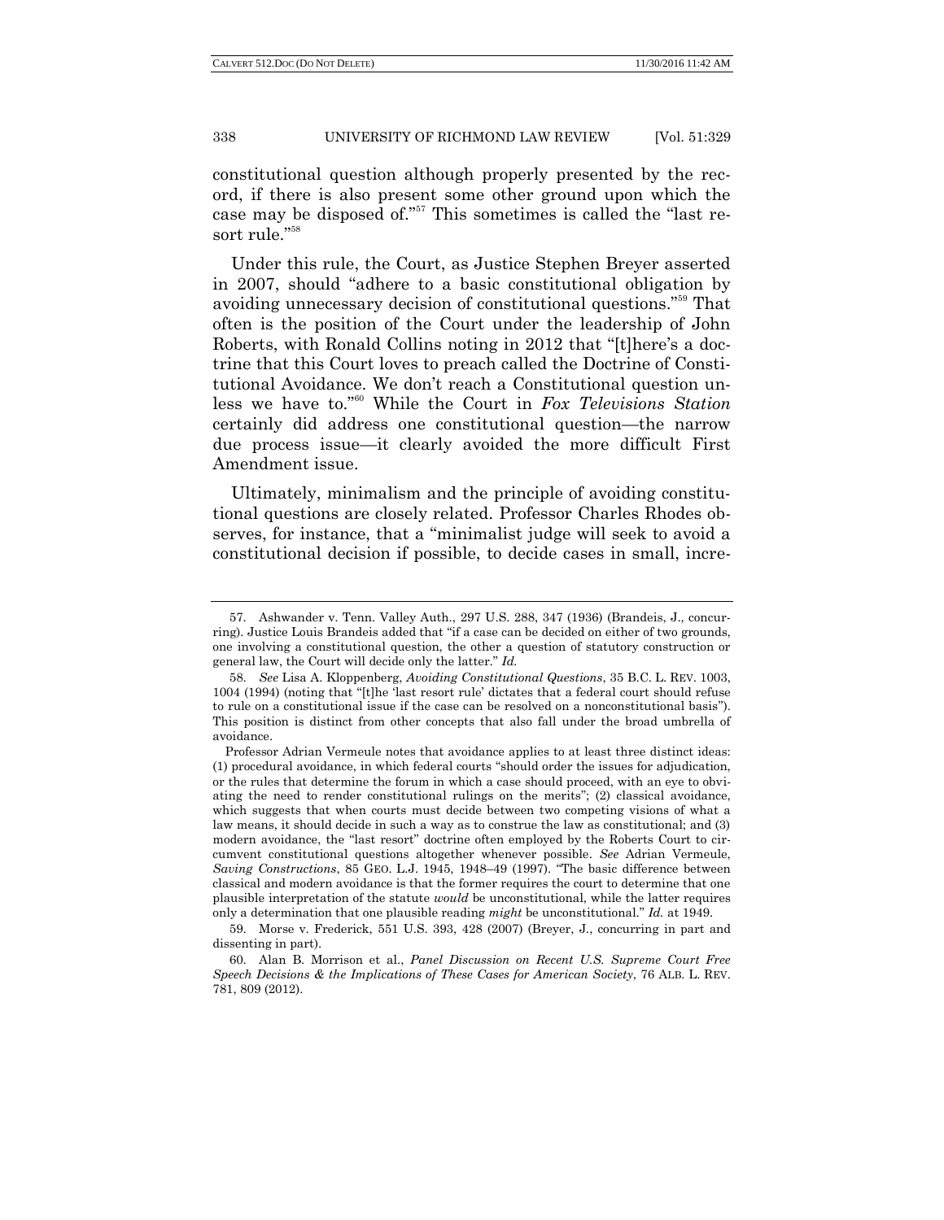constitutional question although properly presented by the record, if there is also present some other ground upon which the case may be disposed of."[57] This sometimes is called the "last resort rule."[58]

Under this rule, the Court, as Justice Stephen Breyer asserted in 2007, should "adhere to a basic constitutional obligation by avoiding unnecessary decision of constitutional questions."[59] That often is the position of the Court under the leadership of John Roberts, with Ronald Collins noting in 2012 that "[t]here's a doctrine that this Court loves to preach called the Doctrine of Constitutional Avoidance. We don't reach a Constitutional question unless we have to."[60] While the Court in *Fox Televisions Station* certainly did address one constitutional question—the narrow due process issue—it clearly avoided the more difficult First Amendment issue.

Ultimately, minimalism and the principle of avoiding constitutional questions are closely related. Professor Charles Rhodes observes, for instance, that a "minimalist judge will seek to avoid a constitutional decision if possible, to decide cases in small, incre-

---

57. Ashwander v. Tenn. Valley Auth., 297 U.S. 288, 347 (1936) (Brandeis, J., concurring). Justice Louis Brandeis added that "if a case can be decided on either of two grounds, one involving a constitutional question, the other a question of statutory construction or general law, the Court will decide only the latter." *Id.*

58. *See* Lisa A. Kloppenberg, *Avoiding Constitutional Questions*, 35 B.C. L. REV. 1003, 1004 (1994) (noting that "[t]he 'last resort rule' dictates that a federal court should refuse to rule on a constitutional issue if the case can be resolved on a nonconstitutional basis"). This position is distinct from other concepts that also fall under the broad umbrella of avoidance.

Professor Adrian Vermeule notes that avoidance applies to at least three distinct ideas: (1) procedural avoidance, in which federal courts "should order the issues for adjudication, or the rules that determine the forum in which a case should proceed, with an eye to obviating the need to render constitutional rulings on the merits"; (2) classical avoidance, which suggests that when courts must decide between two competing visions of what a law means, it should decide in such a way as to construe the law as constitutional; and (3) modern avoidance, the "last resort" doctrine often employed by the Roberts Court to circumvent constitutional questions altogether whenever possible. *See* Adrian Vermeule, *Saving Constructions*, 85 GEO. L.J. 1945, 1948–49 (1997). "The basic difference between classical and modern avoidance is that the former requires the court to determine that one plausible interpretation of the statute *would* be unconstitutional, while the latter requires only a determination that one plausible reading *might* be unconstitutional." *Id.* at 1949.

59. Morse v. Frederick, 551 U.S. 393, 428 (2007) (Breyer, J., concurring in part and dissenting in part).

60. Alan B. Morrison et al., *Panel Discussion on Recent U.S. Supreme Court Free Speech Decisions & the Implications of These Cases for American Society*, 76 ALB. L. REV. 781, 809 (2012).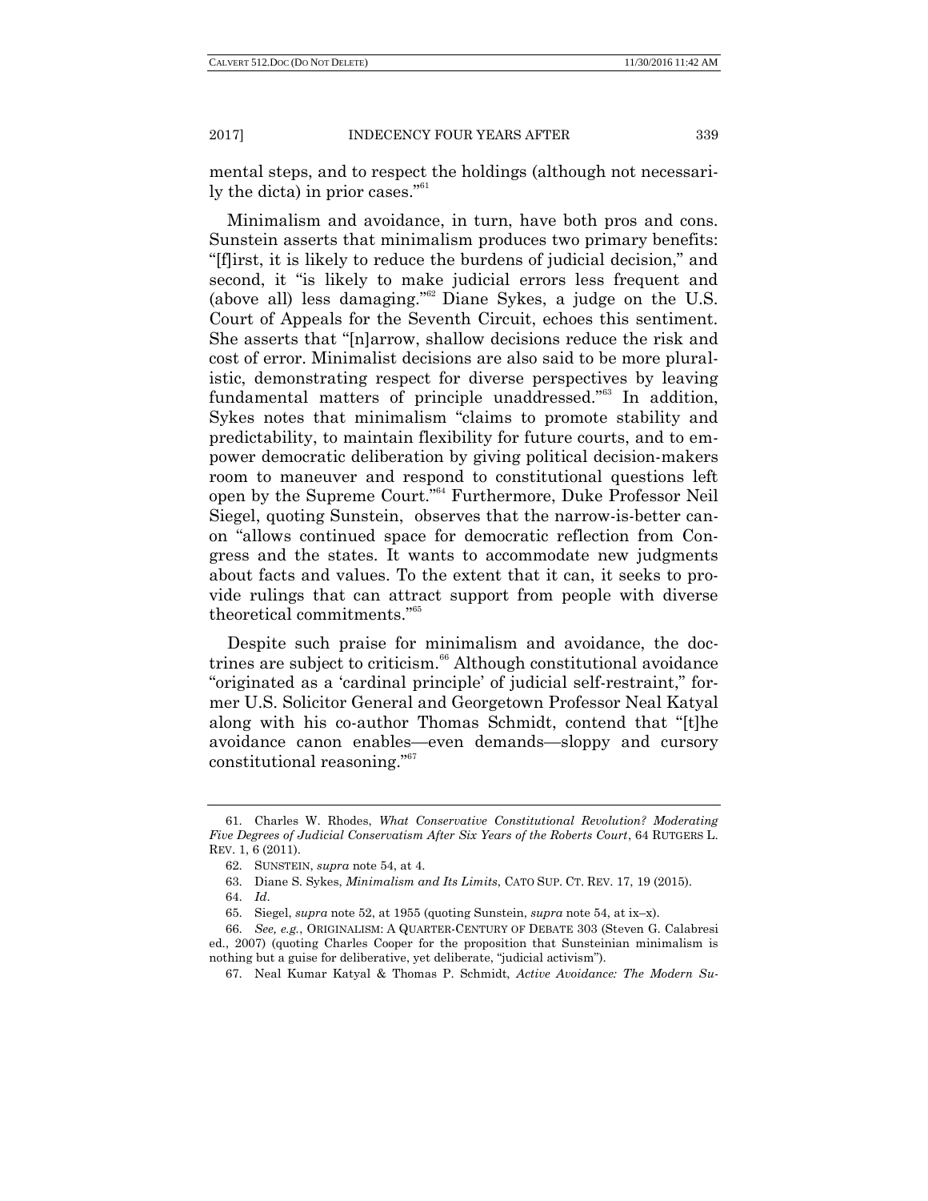mental steps, and to respect the holdings (although not necessarily the dicta) in prior cases."[61]

Minimalism and avoidance, in turn, have both pros and cons. Sunstein asserts that minimalism produces two primary benefits: "[f]irst, it is likely to reduce the burdens of judicial decision," and second, it "is likely to make judicial errors less frequent and (above all) less damaging."[62] Diane Sykes, a judge on the U.S. Court of Appeals for the Seventh Circuit, echoes this sentiment. She asserts that "[n]arrow, shallow decisions reduce the risk and cost of error. Minimalist decisions are also said to be more pluralistic, demonstrating respect for diverse perspectives by leaving fundamental matters of principle unaddressed."[63] In addition, Sykes notes that minimalism "claims to promote stability and predictability, to maintain flexibility for future courts, and to empower democratic deliberation by giving political decision-makers room to maneuver and respond to constitutional questions left open by the Supreme Court."[64] Furthermore, Duke Professor Neil Siegel, quoting Sunstein, observes that the narrow-is-better canon "allows continued space for democratic reflection from Congress and the states. It wants to accommodate new judgments about facts and values. To the extent that it can, it seeks to provide rulings that can attract support from people with diverse theoretical commitments."[65]

Despite such praise for minimalism and avoidance, the doctrines are subject to criticism.[66] Although constitutional avoidance "originated as a 'cardinal principle' of judicial self-restraint," former U.S. Solicitor General and Georgetown Professor Neal Katyal along with his co-author Thomas Schmidt, contend that "[t]he avoidance canon enables—even demands—sloppy and cursory constitutional reasoning."[67]

---

61. Charles W. Rhodes, *What Conservative Constitutional Revolution? Moderating Five Degrees of Judicial Conservatism After Six Years of the Roberts Court*, 64 RUTGERS L. REV. 1, 6 (2011).

62. SUNSTEIN, *supra* note 54, at 4.

63. Diane S. Sykes, *Minimalism and Its Limits*, CATO SUP. CT. REV. 17, 19 (2015).

64. *Id.*

65. Siegel, *supra* note 52, at 1955 (quoting Sunstein, *supra* note 54, at ix–x).

66. *See, e.g.*, ORIGINALISM: A QUARTER-CENTURY OF DEBATE 303 (Steven G. Calabresi ed., 2007) (quoting Charles Cooper for the proposition that Sunsteinian minimalism is nothing but a guise for deliberative, yet deliberate, "judicial activism").

67. Neal Kumar Katyal & Thomas P. Schmidt, *Active Avoidance: The Modern Su-*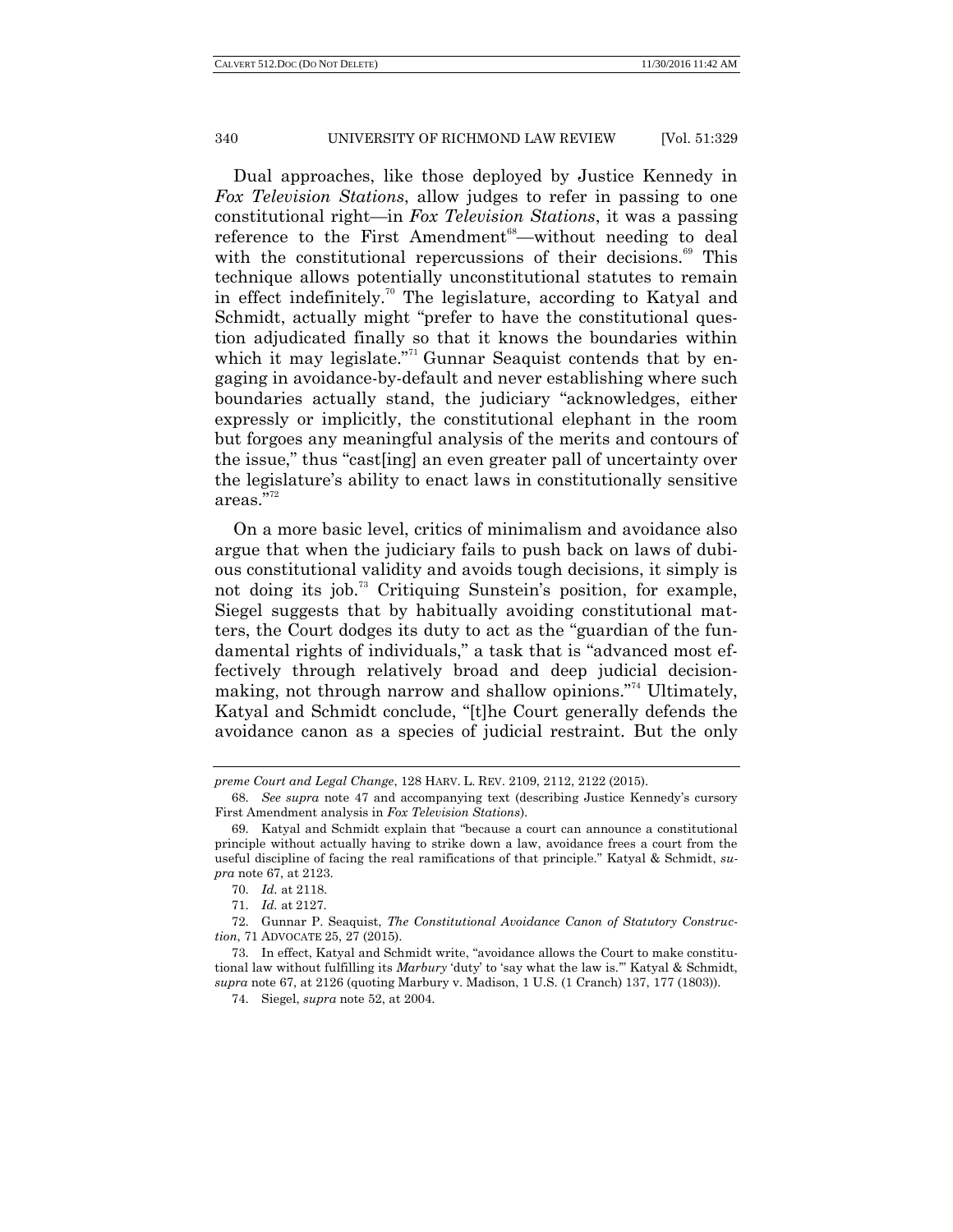Dual approaches, like those deployed by Justice Kennedy in *Fox Television Stations*, allow judges to refer in passing to one constitutional right—in *Fox Television Stations*, it was a passing reference to the First Amendment[68]—without needing to deal with the constitutional repercussions of their decisions.[69] This technique allows potentially unconstitutional statutes to remain in effect indefinitely.[70] The legislature, according to Katyal and Schmidt, actually might "prefer to have the constitutional question adjudicated finally so that it knows the boundaries within which it may legislate."[71] Gunnar Seaquist contends that by engaging in avoidance-by-default and never establishing where such boundaries actually stand, the judiciary "acknowledges, either expressly or implicitly, the constitutional elephant in the room but forgoes any meaningful analysis of the merits and contours of the issue," thus "cast[ing] an even greater pall of uncertainty over the legislature's ability to enact laws in constitutionally sensitive areas."[72]

On a more basic level, critics of minimalism and avoidance also argue that when the judiciary fails to push back on laws of dubious constitutional validity and avoids tough decisions, it simply is not doing its job.[73] Critiquing Sunstein's position, for example, Siegel suggests that by habitually avoiding constitutional matters, the Court dodges its duty to act as the "guardian of the fundamental rights of individuals," a task that is "advanced most effectively through relatively broad and deep judicial decisionmaking, not through narrow and shallow opinions."[74] Ultimately, Katyal and Schmidt conclude, "[t]he Court generally defends the avoidance canon as a species of judicial restraint. But the only

---

*preme Court and Legal Change*, 128 HARV. L. REV. 2109, 2112, 2122 (2015).

68. *See supra* note 47 and accompanying text (describing Justice Kennedy's cursory First Amendment analysis in *Fox Television Stations*).

69. Katyal and Schmidt explain that "because a court can announce a constitutional principle without actually having to strike down a law, avoidance frees a court from the useful discipline of facing the real ramifications of that principle." Katyal & Schmidt, *supra* note 67, at 2123.

70. *Id.* at 2118.

71. *Id.* at 2127.

72. Gunnar P. Seaquist, *The Constitutional Avoidance Canon of Statutory Construction*, 71 ADVOCATE 25, 27 (2015).

73. In effect, Katyal and Schmidt write, "avoidance allows the Court to make constitutional law without fulfilling its *Marbury* 'duty' to 'say what the law is.'" Katyal & Schmidt, *supra* note 67, at 2126 (quoting Marbury v. Madison, 1 U.S. (1 Cranch) 137, 177 (1803)).

74. Siegel, *supra* note 52, at 2004.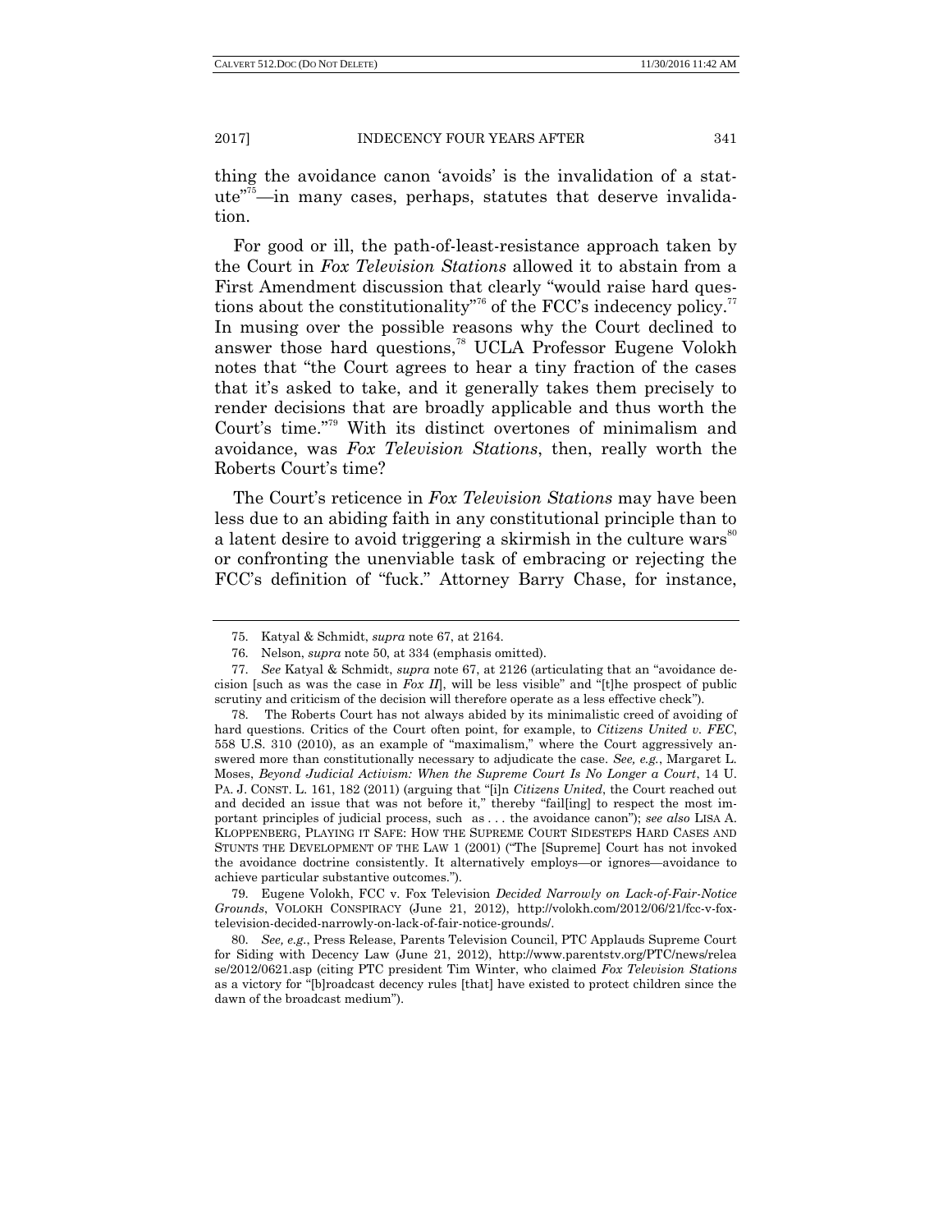thing the avoidance canon 'avoids' is the invalidation of a statute"[75]—in many cases, perhaps, statutes that deserve invalidation.

For good or ill, the path-of-least-resistance approach taken by the Court in *Fox Television Stations* allowed it to abstain from a First Amendment discussion that clearly "would raise hard questions about the constitutionality"[76] of the FCC's indecency policy.[77] In musing over the possible reasons why the Court declined to answer those hard questions,[78] UCLA Professor Eugene Volokh notes that "the Court agrees to hear a tiny fraction of the cases that it's asked to take, and it generally takes them precisely to render decisions that are broadly applicable and thus worth the Court's time."[79] With its distinct overtones of minimalism and avoidance, was *Fox Television Stations*, then, really worth the Roberts Court's time?

The Court's reticence in *Fox Television Stations* may have been less due to an abiding faith in any constitutional principle than to a latent desire to avoid triggering a skirmish in the culture wars[80] or confronting the unenviable task of embracing or rejecting the FCC's definition of "fuck." Attorney Barry Chase, for instance,

---

75. Katyal & Schmidt, *supra* note 67, at 2164.

76. Nelson, *supra* note 50, at 334 (emphasis omitted).

77. *See* Katyal & Schmidt, *supra* note 67, at 2126 (articulating that an "avoidance decision [such as was the case in *Fox II*], will be less visible" and "[t]he prospect of public scrutiny and criticism of the decision will therefore operate as a less effective check").

78. The Roberts Court has not always abided by its minimalistic creed of avoiding of hard questions. Critics of the Court often point, for example, to *Citizens United v. FEC*, 558 U.S. 310 (2010), as an example of "maximalism," where the Court aggressively answered more than constitutionally necessary to adjudicate the case. *See, e.g.*, Margaret L. Moses, *Beyond Judicial Activism: When the Supreme Court Is No Longer a Court*, 14 U. PA. J. CONST. L. 161, 182 (2011) (arguing that "[i]n *Citizens United*, the Court reached out and decided an issue that was not before it," thereby "fail[ing] to respect the most important principles of judicial process, such as . . . the avoidance canon"); *see also* LISA A. KLOPPENBERG, PLAYING IT SAFE: HOW THE SUPREME COURT SIDESTEPS HARD CASES AND STUNTS THE DEVELOPMENT OF THE LAW 1 (2001) ("The [Supreme] Court has not invoked the avoidance doctrine consistently. It alternatively employs—or ignores—avoidance to achieve particular substantive outcomes.").

79. Eugene Volokh, FCC v. Fox Television *Decided Narrowly on Lack-of-Fair-Notice Grounds*, VOLOKH CONSPIRACY (June 21, 2012), http://volokh.com/2012/06/21/fcc-v-fox-television-decided-narrowly-on-lack-of-fair-notice-grounds/.

80. *See, e.g.*, Press Release, Parents Television Council, PTC Applauds Supreme Court for Siding with Decency Law (June 21, 2012), http://www.parentstv.org/PTC/news/release/2012/0621.asp (citing PTC president Tim Winter, who claimed *Fox Television Stations* as a victory for "[b]roadcast decency rules [that] have existed to protect children since the dawn of the broadcast medium").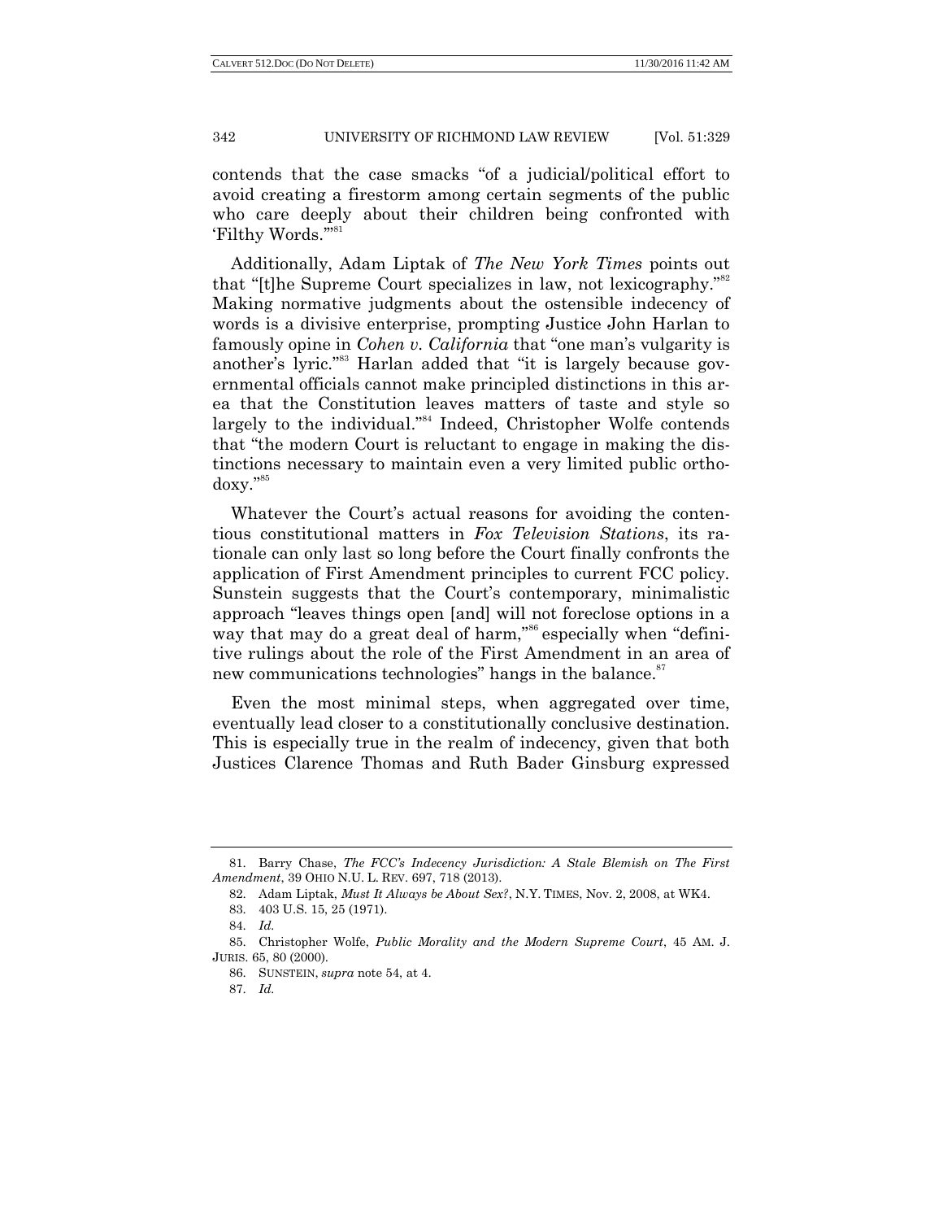contends that the case smacks "of a judicial/political effort to avoid creating a firestorm among certain segments of the public who care deeply about their children being confronted with 'Filthy Words.'"[81]

Additionally, Adam Liptak of *The New York Times* points out that "[t]he Supreme Court specializes in law, not lexicography."[82] Making normative judgments about the ostensible indecency of words is a divisive enterprise, prompting Justice John Harlan to famously opine in *Cohen v. California* that "one man's vulgarity is another's lyric."[83] Harlan added that "it is largely because governmental officials cannot make principled distinctions in this area that the Constitution leaves matters of taste and style so largely to the individual."[84] Indeed, Christopher Wolfe contends that "the modern Court is reluctant to engage in making the distinctions necessary to maintain even a very limited public orthodoxy."[85]

Whatever the Court's actual reasons for avoiding the contentious constitutional matters in *Fox Television Stations*, its rationale can only last so long before the Court finally confronts the application of First Amendment principles to current FCC policy. Sunstein suggests that the Court's contemporary, minimalistic approach "leaves things open [and] will not foreclose options in a way that may do a great deal of harm,"[86] especially when "definitive rulings about the role of the First Amendment in an area of new communications technologies" hangs in the balance.[87]

Even the most minimal steps, when aggregated over time, eventually lead closer to a constitutionally conclusive destination. This is especially true in the realm of indecency, given that both Justices Clarence Thomas and Ruth Bader Ginsburg expressed

---

81. Barry Chase, *The FCC's Indecency Jurisdiction: A Stale Blemish on The First Amendment*, 39 OHIO N.U. L. REV. 697, 718 (2013).

82. Adam Liptak, *Must It Always be About Sex?*, N.Y. TIMES, Nov. 2, 2008, at WK4.

83. 403 U.S. 15, 25 (1971).

84. *Id.*

85. Christopher Wolfe, *Public Morality and the Modern Supreme Court*, 45 AM. J. JURIS. 65, 80 (2000).

86. SUNSTEIN, *supra* note 54, at 4.

87. *Id.*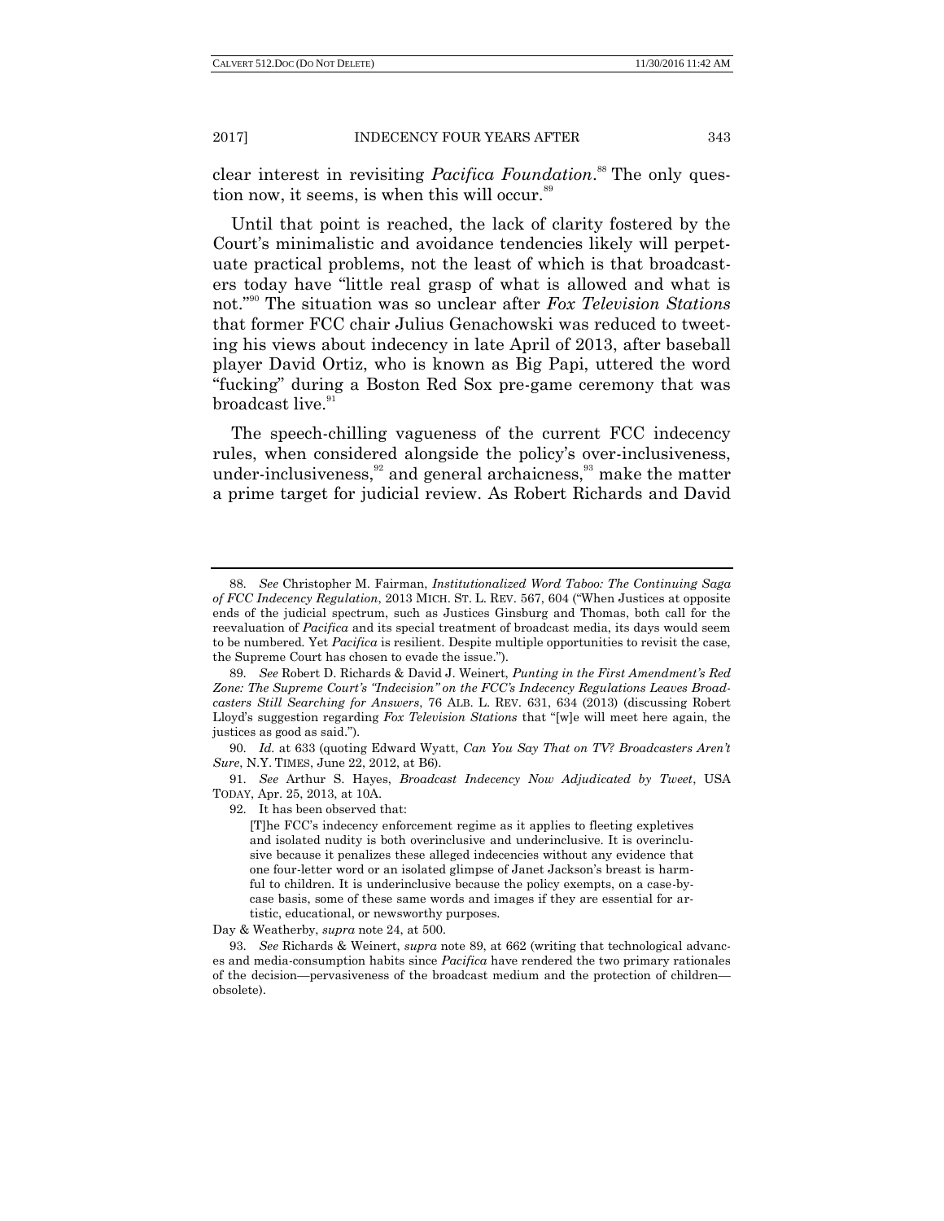clear interest in revisiting *Pacifica Foundation*.[88] The only question now, it seems, is when this will occur.[89]

Until that point is reached, the lack of clarity fostered by the Court's minimalistic and avoidance tendencies likely will perpetuate practical problems, not the least of which is that broadcasters today have "little real grasp of what is allowed and what is not."[90] The situation was so unclear after *Fox Television Stations* that former FCC chair Julius Genachowski was reduced to tweeting his views about indecency in late April of 2013, after baseball player David Ortiz, who is known as Big Papi, uttered the word "fucking" during a Boston Red Sox pre-game ceremony that was broadcast live.[91]

The speech-chilling vagueness of the current FCC indecency rules, when considered alongside the policy's over-inclusiveness, under-inclusiveness,[92] and general archaicness,[93] make the matter a prime target for judicial review. As Robert Richards and David

---

88. *See* Christopher M. Fairman, *Institutionalized Word Taboo: The Continuing Saga of FCC Indecency Regulation*, 2013 MICH. ST. L. REV. 567, 604 ("When Justices at opposite ends of the judicial spectrum, such as Justices Ginsburg and Thomas, both call for the reevaluation of *Pacifica* and its special treatment of broadcast media, its days would seem to be numbered. Yet *Pacifica* is resilient. Despite multiple opportunities to revisit the case, the Supreme Court has chosen to evade the issue.").

89. *See* Robert D. Richards & David J. Weinert, *Punting in the First Amendment's Red Zone: The Supreme Court's "Indecision" on the FCC's Indecency Regulations Leaves Broadcasters Still Searching for Answers*, 76 ALB. L. REV. 631, 634 (2013) (discussing Robert Lloyd's suggestion regarding *Fox Television Stations* that "[w]e will meet here again, the justices as good as said.").

90. *Id.* at 633 (quoting Edward Wyatt, *Can You Say That on TV? Broadcasters Aren't Sure*, N.Y. TIMES, June 22, 2012, at B6).

91. *See* Arthur S. Hayes, *Broadcast Indecency Now Adjudicated by Tweet*, USA TODAY, Apr. 25, 2013, at 10A.

92. It has been observed that:

> [T]he FCC's indecency enforcement regime as it applies to fleeting expletives and isolated nudity is both overinclusive and underinclusive. It is overinclusive because it penalizes these alleged indecencies without any evidence that one four-letter word or an isolated glimpse of Janet Jackson's breast is harmful to children. It is underinclusive because the policy exempts, on a case-by-case basis, some of these same words and images if they are essential for artistic, educational, or newsworthy purposes.

Day & Weatherby, *supra* note 24, at 500.

93. *See* Richards & Weinert, *supra* note 89, at 662 (writing that technological advances and media-consumption habits since *Pacifica* have rendered the two primary rationales of the decision—pervasiveness of the broadcast medium and the protection of children—obsolete).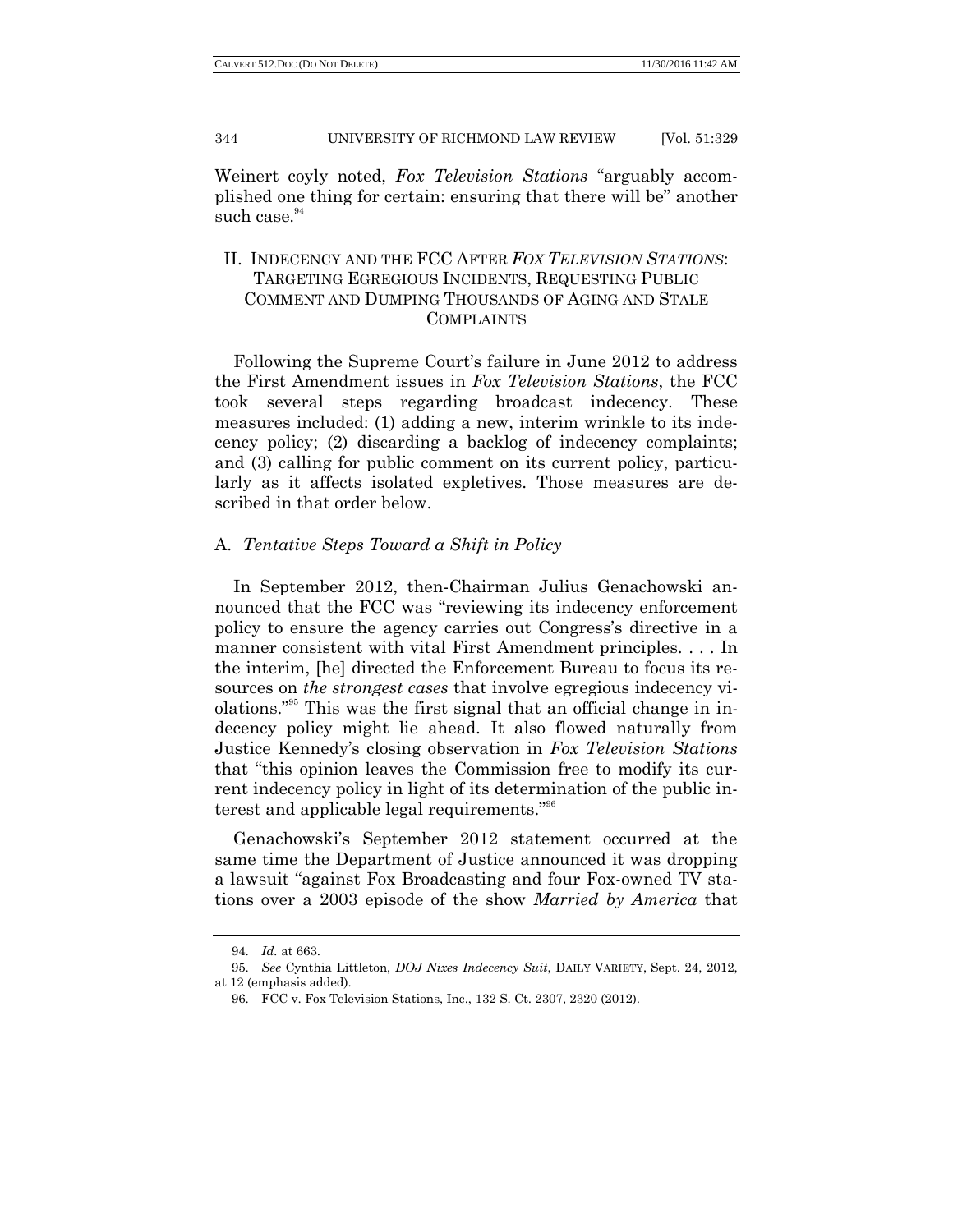Weinert coyly noted, *Fox Television Stations* "arguably accomplished one thing for certain: ensuring that there will be" another such case.[94]

## II. INDECENCY AND THE FCC AFTER *FOX TELEVISION STATIONS*: TARGETING EGREGIOUS INCIDENTS, REQUESTING PUBLIC COMMENT AND DUMPING THOUSANDS OF AGING AND STALE COMPLAINTS

Following the Supreme Court's failure in June 2012 to address the First Amendment issues in *Fox Television Stations*, the FCC took several steps regarding broadcast indecency. These measures included: (1) adding a new, interim wrinkle to its indecency policy; (2) discarding a backlog of indecency complaints; and (3) calling for public comment on its current policy, particularly as it affects isolated expletives. Those measures are described in that order below.

### A. *Tentative Steps Toward a Shift in Policy*

In September 2012, then-Chairman Julius Genachowski announced that the FCC was "reviewing its indecency enforcement policy to ensure the agency carries out Congress's directive in a manner consistent with vital First Amendment principles. . . . In the interim, [he] directed the Enforcement Bureau to focus its resources on *the strongest cases* that involve egregious indecency violations."[95] This was the first signal that an official change in indecency policy might lie ahead. It also flowed naturally from Justice Kennedy's closing observation in *Fox Television Stations* that "this opinion leaves the Commission free to modify its current indecency policy in light of its determination of the public interest and applicable legal requirements."[96]

Genachowski's September 2012 statement occurred at the same time the Department of Justice announced it was dropping a lawsuit "against Fox Broadcasting and four Fox-owned TV stations over a 2003 episode of the show *Married by America* that

---

94. *Id.* at 663.

95. *See* Cynthia Littleton, *DOJ Nixes Indecency Suit*, DAILY VARIETY, Sept. 24, 2012, at 12 (emphasis added).

96. FCC v. Fox Television Stations, Inc., 132 S. Ct. 2307, 2320 (2012).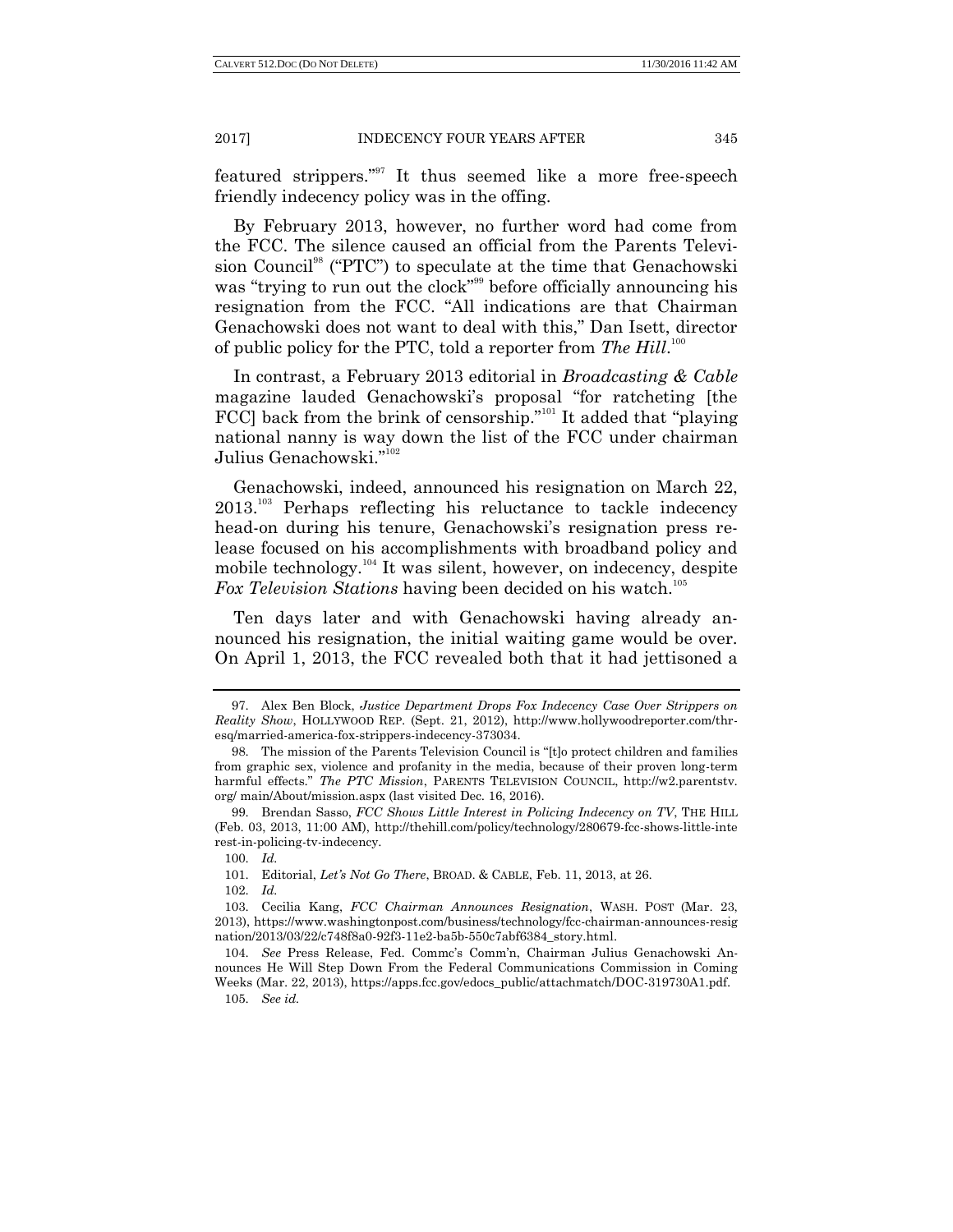featured strippers."[97] It thus seemed like a more free-speech friendly indecency policy was in the offing.

By February 2013, however, no further word had come from the FCC. The silence caused an official from the Parents Television Council[98] ("PTC") to speculate at the time that Genachowski was "trying to run out the clock"[99] before officially announcing his resignation from the FCC. "All indications are that Chairman Genachowski does not want to deal with this," Dan Isett, director of public policy for the PTC, told a reporter from *The Hill*.[100]

In contrast, a February 2013 editorial in *Broadcasting & Cable* magazine lauded Genachowski's proposal "for ratcheting [the FCC] back from the brink of censorship."[101] It added that "playing national nanny is way down the list of the FCC under chairman Julius Genachowski."[102]

Genachowski, indeed, announced his resignation on March 22, 2013.[103] Perhaps reflecting his reluctance to tackle indecency head-on during his tenure, Genachowski's resignation press release focused on his accomplishments with broadband policy and mobile technology.[104] It was silent, however, on indecency, despite *Fox Television Stations* having been decided on his watch.[105]

Ten days later and with Genachowski having already announced his resignation, the initial waiting game would be over. On April 1, 2013, the FCC revealed both that it had jettisoned a

---

97. Alex Ben Block, *Justice Department Drops Fox Indecency Case Over Strippers on Reality Show*, HOLLYWOOD REP. (Sept. 21, 2012), http://www.hollywoodreporter.com/thr-esq/married-america-fox-strippers-indecency-373034.

98. The mission of the Parents Television Council is "[t]o protect children and families from graphic sex, violence and profanity in the media, because of their proven long-term harmful effects." *The PTC Mission*, PARENTS TELEVISION COUNCIL, http://w2.parentstv.org/ main/About/mission.aspx (last visited Dec. 16, 2016).

99. Brendan Sasso, *FCC Shows Little Interest in Policing Indecency on TV*, THE HILL (Feb. 03, 2013, 11:00 AM), http://thehill.com/policy/technology/280679-fcc-shows-little-interest-in-policing-tv-indecency.

100. *Id.*

101. Editorial, *Let's Not Go There*, BROAD. & CABLE, Feb. 11, 2013, at 26.

102. *Id.*

103. Cecilia Kang, *FCC Chairman Announces Resignation*, WASH. POST (Mar. 23, 2013), https://www.washingtonpost.com/business/technology/fcc-chairman-announces-resignation/2013/03/22/c748f8a0-92f3-11e2-ba5b-550c7abf6384_story.html.

104. *See* Press Release, Fed. Commc's Comm'n, Chairman Julius Genachowski Announces He Will Step Down From the Federal Communications Commission in Coming Weeks (Mar. 22, 2013), https://apps.fcc.gov/edocs_public/attachmatch/DOC-319730A1.pdf.

105. *See id.*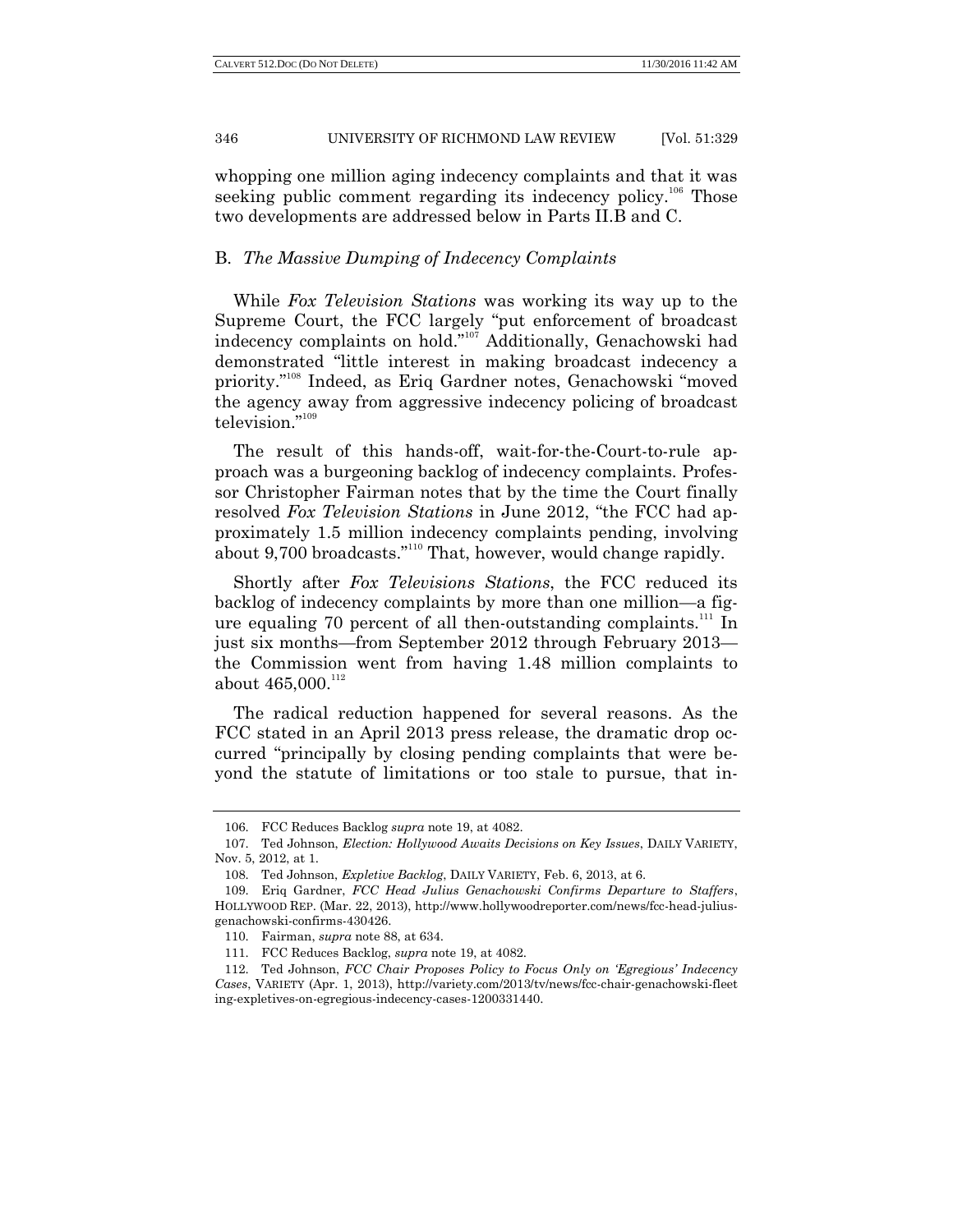whopping one million aging indecency complaints and that it was seeking public comment regarding its indecency policy.[106] Those two developments are addressed below in Parts II.B and C.

### B. *The Massive Dumping of Indecency Complaints*

While *Fox Television Stations* was working its way up to the Supreme Court, the FCC largely "put enforcement of broadcast indecency complaints on hold."[107] Additionally, Genachowski had demonstrated "little interest in making broadcast indecency a priority."[108] Indeed, as Eriq Gardner notes, Genachowski "moved the agency away from aggressive indecency policing of broadcast television."[109]

The result of this hands-off, wait-for-the-Court-to-rule approach was a burgeoning backlog of indecency complaints. Professor Christopher Fairman notes that by the time the Court finally resolved *Fox Television Stations* in June 2012, "the FCC had approximately 1.5 million indecency complaints pending, involving about 9,700 broadcasts."[110] That, however, would change rapidly.

Shortly after *Fox Televisions Stations*, the FCC reduced its backlog of indecency complaints by more than one million—a figure equaling 70 percent of all then-outstanding complaints.[111] In just six months—from September 2012 through February 2013—the Commission went from having 1.48 million complaints to about 465,000.[112]

The radical reduction happened for several reasons. As the FCC stated in an April 2013 press release, the dramatic drop occurred "principally by closing pending complaints that were beyond the statute of limitations or too stale to pursue, that in-

---

106. FCC Reduces Backlog *supra* note 19, at 4082.

107. Ted Johnson, *Election: Hollywood Awaits Decisions on Key Issues*, DAILY VARIETY, Nov. 5, 2012, at 1.

108. Ted Johnson, *Expletive Backlog*, DAILY VARIETY, Feb. 6, 2013, at 6.

109. Eriq Gardner, *FCC Head Julius Genachowski Confirms Departure to Staffers*, HOLLYWOOD REP. (Mar. 22, 2013), http://www.hollywoodreporter.com/news/fcc-head-julius-genachowski-confirms-430426.

110. Fairman, *supra* note 88, at 634.

111. FCC Reduces Backlog, *supra* note 19, at 4082.

112. Ted Johnson, *FCC Chair Proposes Policy to Focus Only on 'Egregious' Indecency Cases*, VARIETY (Apr. 1, 2013), http://variety.com/2013/tv/news/fcc-chair-genachowski-fleeting-expletives-on-egregious-indecency-cases-1200331440.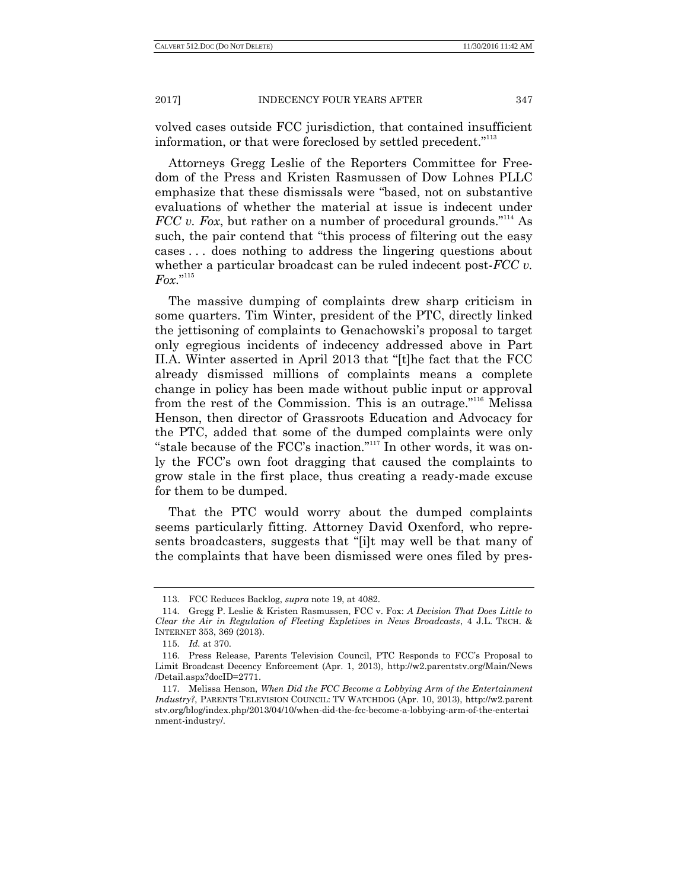volved cases outside FCC jurisdiction, that contained insufficient information, or that were foreclosed by settled precedent."[113]

Attorneys Gregg Leslie of the Reporters Committee for Freedom of the Press and Kristen Rasmussen of Dow Lohnes PLLC emphasize that these dismissals were "based, not on substantive evaluations of whether the material at issue is indecent under *FCC v. Fox*, but rather on a number of procedural grounds."[114] As such, the pair contend that "this process of filtering out the easy cases . . . does nothing to address the lingering questions about whether a particular broadcast can be ruled indecent post-*FCC v. Fox*."[115]

The massive dumping of complaints drew sharp criticism in some quarters. Tim Winter, president of the PTC, directly linked the jettisoning of complaints to Genachowski's proposal to target only egregious incidents of indecency addressed above in Part II.A. Winter asserted in April 2013 that "[t]he fact that the FCC already dismissed millions of complaints means a complete change in policy has been made without public input or approval from the rest of the Commission. This is an outrage."[116] Melissa Henson, then director of Grassroots Education and Advocacy for the PTC, added that some of the dumped complaints were only "stale because of the FCC's inaction."[117] In other words, it was only the FCC's own foot dragging that caused the complaints to grow stale in the first place, thus creating a ready-made excuse for them to be dumped.

That the PTC would worry about the dumped complaints seems particularly fitting. Attorney David Oxenford, who represents broadcasters, suggests that "[i]t may well be that many of the complaints that have been dismissed were ones filed by pres-

---

113. FCC Reduces Backlog, *supra* note 19, at 4082.

114. Gregg P. Leslie & Kristen Rasmussen, FCC v. Fox: *A Decision That Does Little to Clear the Air in Regulation of Fleeting Expletives in News Broadcasts*, 4 J.L. TECH. & INTERNET 353, 369 (2013).

115. *Id.* at 370.

116. Press Release, Parents Television Council, PTC Responds to FCC's Proposal to Limit Broadcast Decency Enforcement (Apr. 1, 2013), http://w2.parentstv.org/Main/News/Detail.aspx?docID=2771.

117. Melissa Henson, *When Did the FCC Become a Lobbying Arm of the Entertainment Industry?*, PARENTS TELEVISION COUNCIL: TV WATCHDOG (Apr. 10, 2013), http://w2.parentstv.org/blog/index.php/2013/04/10/when-did-the-fcc-become-a-lobbying-arm-of-the-entertainment-industry/.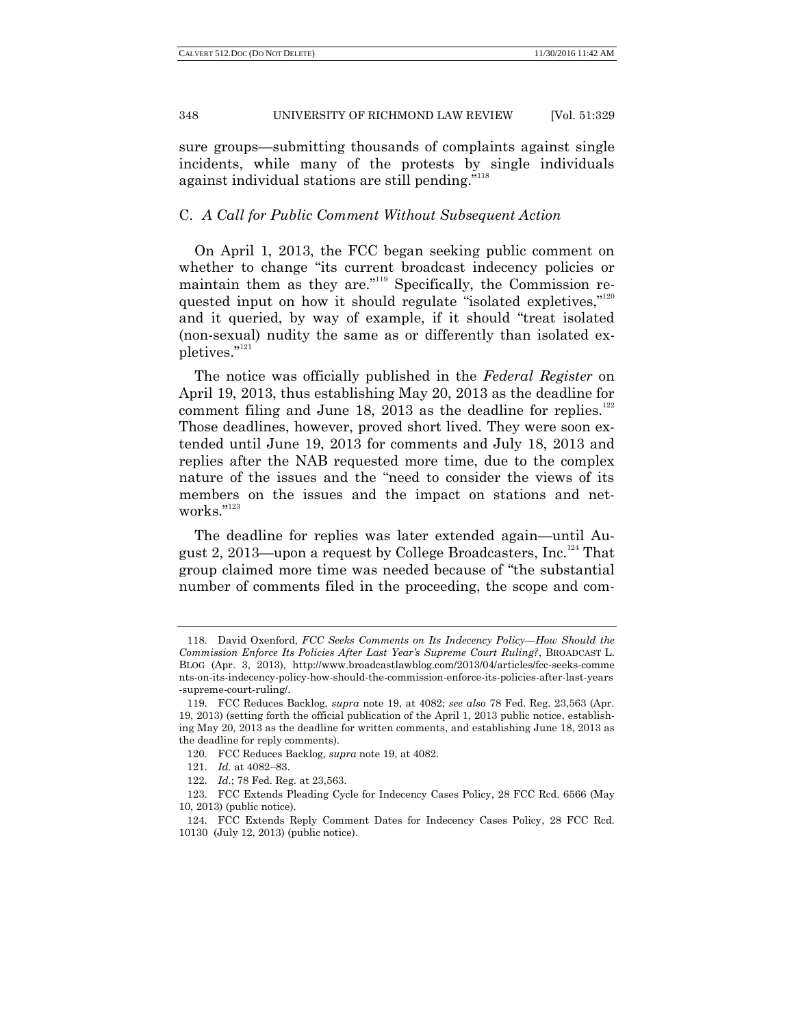sure groups—submitting thousands of complaints against single incidents, while many of the protests by single individuals against individual stations are still pending."[118]

### C. *A Call for Public Comment Without Subsequent Action*

On April 1, 2013, the FCC began seeking public comment on whether to change "its current broadcast indecency policies or maintain them as they are."[119] Specifically, the Commission requested input on how it should regulate "isolated expletives,"[120] and it queried, by way of example, if it should "treat isolated (non-sexual) nudity the same as or differently than isolated expletives."[121]

The notice was officially published in the *Federal Register* on April 19, 2013, thus establishing May 20, 2013 as the deadline for comment filing and June 18, 2013 as the deadline for replies.[122] Those deadlines, however, proved short lived. They were soon extended until June 19, 2013 for comments and July 18, 2013 and replies after the NAB requested more time, due to the complex nature of the issues and the "need to consider the views of its members on the issues and the impact on stations and networks."[123]

The deadline for replies was later extended again—until August 2, 2013—upon a request by College Broadcasters, Inc.[124] That group claimed more time was needed because of "the substantial number of comments filed in the proceeding, the scope and com-

---

118. David Oxenford, *FCC Seeks Comments on Its Indecency Policy—How Should the Commission Enforce Its Policies After Last Year's Supreme Court Ruling?*, BROADCAST L. BLOG (Apr. 3, 2013), http://www.broadcastlawblog.com/2013/04/articles/fcc-seeks-comments-on-its-indecency-policy-how-should-the-commission-enforce-its-policies-after-last-years-supreme-court-ruling/.

119. FCC Reduces Backlog, *supra* note 19, at 4082; *see also* 78 Fed. Reg. 23,563 (Apr. 19, 2013) (setting forth the official publication of the April 1, 2013 public notice, establishing May 20, 2013 as the deadline for written comments, and establishing June 18, 2013 as the deadline for reply comments).

120. FCC Reduces Backlog, *supra* note 19, at 4082.

121. *Id.* at 4082–83.

122. *Id.*; 78 Fed. Reg. at 23,563.

123. FCC Extends Pleading Cycle for Indecency Cases Policy, 28 FCC Rcd. 6566 (May 10, 2013) (public notice).

124. FCC Extends Reply Comment Dates for Indecency Cases Policy, 28 FCC Rcd. 10130 (July 12, 2013) (public notice).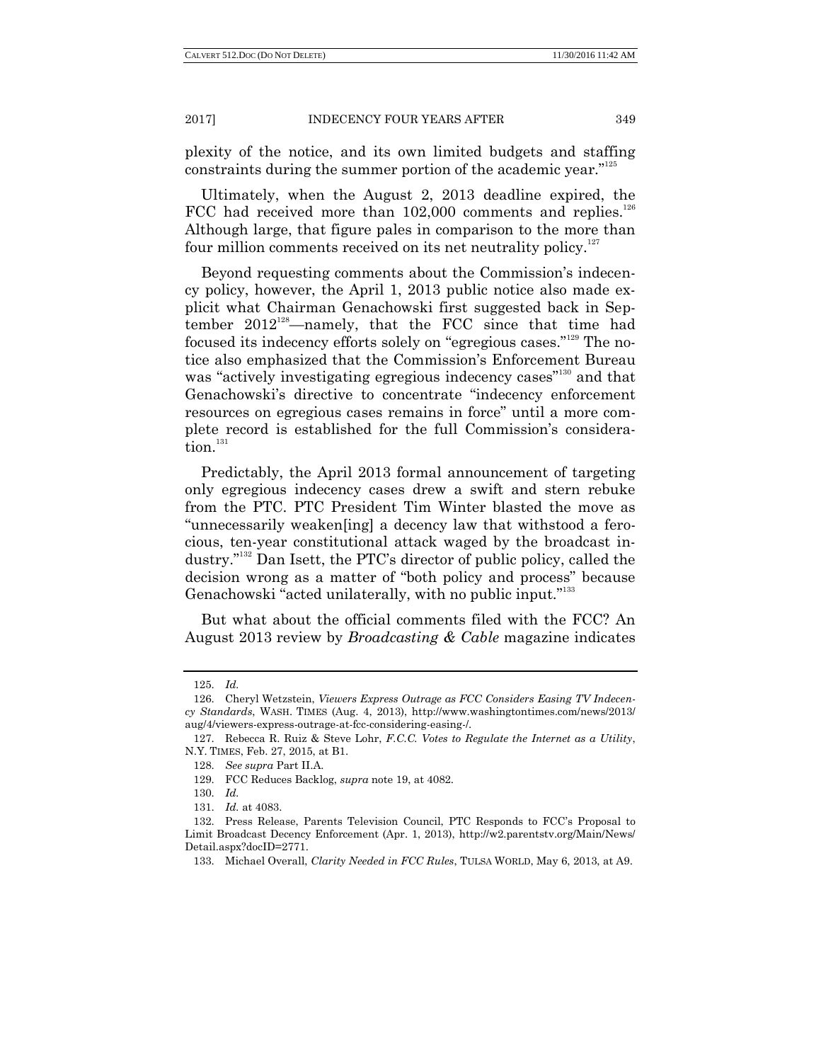plexity of the notice, and its own limited budgets and staffing constraints during the summer portion of the academic year."[125]

Ultimately, when the August 2, 2013 deadline expired, the FCC had received more than 102,000 comments and replies.[126] Although large, that figure pales in comparison to the more than four million comments received on its net neutrality policy.[127]

Beyond requesting comments about the Commission's indecency policy, however, the April 1, 2013 public notice also made explicit what Chairman Genachowski first suggested back in September 2012[128]—namely, that the FCC since that time had focused its indecency efforts solely on "egregious cases."[129] The notice also emphasized that the Commission's Enforcement Bureau was "actively investigating egregious indecency cases"[130] and that Genachowski's directive to concentrate "indecency enforcement resources on egregious cases remains in force" until a more complete record is established for the full Commission's consideration.[131]

Predictably, the April 2013 formal announcement of targeting only egregious indecency cases drew a swift and stern rebuke from the PTC. PTC President Tim Winter blasted the move as "unnecessarily weaken[ing] a decency law that withstood a ferocious, ten-year constitutional attack waged by the broadcast industry."[132] Dan Isett, the PTC's director of public policy, called the decision wrong as a matter of "both policy and process" because Genachowski "acted unilaterally, with no public input."[133]

But what about the official comments filed with the FCC? An August 2013 review by *Broadcasting & Cable* magazine indicates

---

125. *Id.*

126. Cheryl Wetzstein, *Viewers Express Outrage as FCC Considers Easing TV Indecency Standards*, WASH. TIMES (Aug. 4, 2013), http://www.washingtontimes.com/news/2013/aug/4/viewers-express-outrage-at-fcc-considering-easing-/.

127. Rebecca R. Ruiz & Steve Lohr, *F.C.C. Votes to Regulate the Internet as a Utility*, N.Y. TIMES, Feb. 27, 2015, at B1.

128. *See supra* Part II.A.

129. FCC Reduces Backlog, *supra* note 19, at 4082.

130. *Id.*

131. *Id.* at 4083.

132. Press Release, Parents Television Council, PTC Responds to FCC's Proposal to Limit Broadcast Decency Enforcement (Apr. 1, 2013), http://w2.parentstv.org/Main/News/Detail.aspx?docID=2771.

133. Michael Overall, *Clarity Needed in FCC Rules*, TULSA WORLD, May 6, 2013, at A9.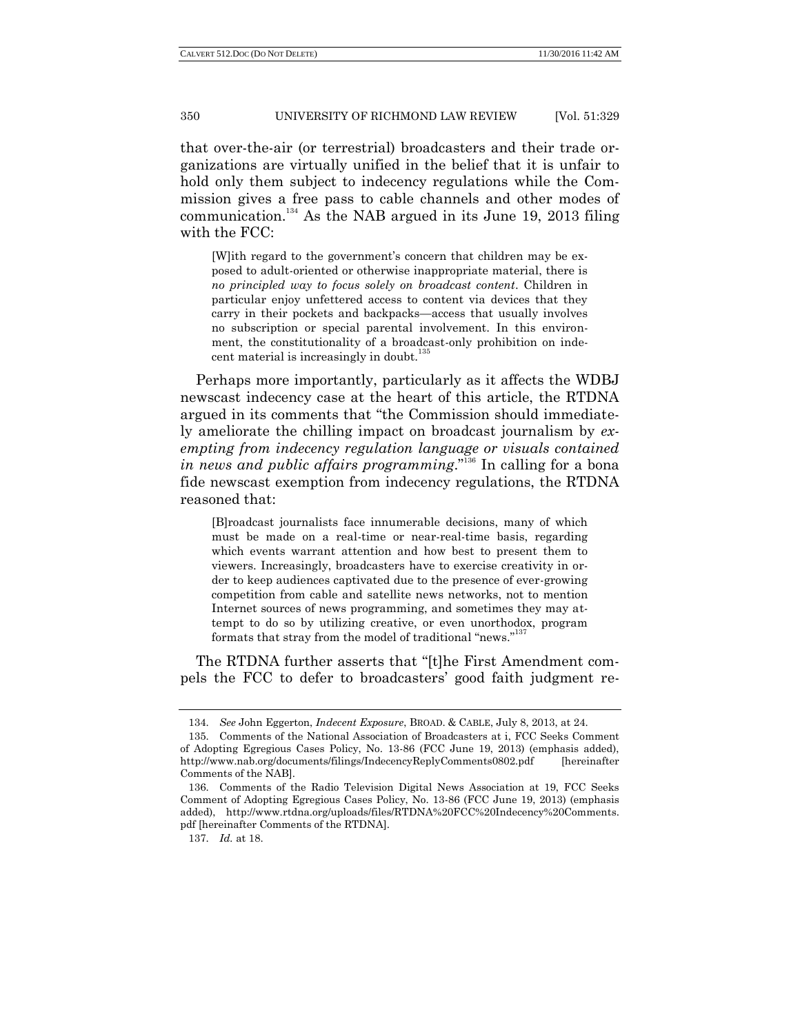that over-the-air (or terrestrial) broadcasters and their trade organizations are virtually unified in the belief that it is unfair to hold only them subject to indecency regulations while the Commission gives a free pass to cable channels and other modes of communication.[134] As the NAB argued in its June 19, 2013 filing with the FCC:

> [W]ith regard to the government's concern that children may be exposed to adult-oriented or otherwise inappropriate material, there is *no principled way to focus solely on broadcast content*. Children in particular enjoy unfettered access to content via devices that they carry in their pockets and backpacks—access that usually involves no subscription or special parental involvement. In this environment, the constitutionality of a broadcast-only prohibition on indecent material is increasingly in doubt.[135]

Perhaps more importantly, particularly as it affects the WDBJ newscast indecency case at the heart of this article, the RTDNA argued in its comments that "the Commission should immediately ameliorate the chilling impact on broadcast journalism by *exempting from indecency regulation language or visuals contained in news and public affairs programming*."[136] In calling for a bona fide newscast exemption from indecency regulations, the RTDNA reasoned that:

> [B]roadcast journalists face innumerable decisions, many of which must be made on a real-time or near-real-time basis, regarding which events warrant attention and how best to present them to viewers. Increasingly, broadcasters have to exercise creativity in order to keep audiences captivated due to the presence of ever-growing competition from cable and satellite news networks, not to mention Internet sources of news programming, and sometimes they may attempt to do so by utilizing creative, or even unorthodox, program formats that stray from the model of traditional "news."[137]

The RTDNA further asserts that "[t]he First Amendment compels the FCC to defer to broadcasters' good faith judgment re-

---

134. *See* John Eggerton, *Indecent Exposure*, BROAD. & CABLE, July 8, 2013, at 24.

135. Comments of the National Association of Broadcasters at i, FCC Seeks Comment of Adopting Egregious Cases Policy, No. 13-86 (FCC June 19, 2013) (emphasis added), http://www.nab.org/documents/filings/IndecencyReplyComments0802.pdf [hereinafter Comments of the NAB].

136. Comments of the Radio Television Digital News Association at 19, FCC Seeks Comment of Adopting Egregious Cases Policy, No. 13-86 (FCC June 19, 2013) (emphasis added), http://www.rtdna.org/uploads/files/RTDNA%20FCC%20Indecency%20Comments.pdf [hereinafter Comments of the RTDNA].

137. *Id.* at 18.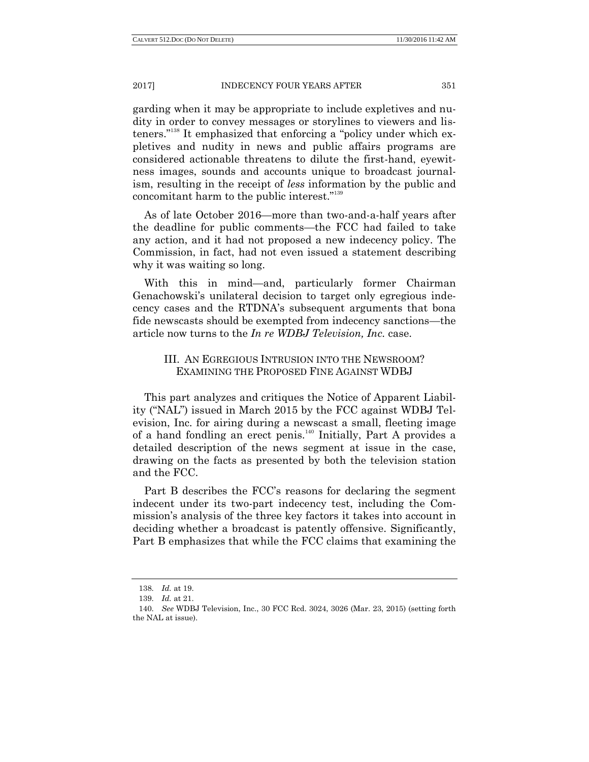garding when it may be appropriate to include expletives and nudity in order to convey messages or storylines to viewers and listeners."[138] It emphasized that enforcing a "policy under which expletives and nudity in news and public affairs programs are considered actionable threatens to dilute the first-hand, eyewitness images, sounds and accounts unique to broadcast journalism, resulting in the receipt of *less* information by the public and concomitant harm to the public interest."[139]

As of late October 2016—more than two-and-a-half years after the deadline for public comments—the FCC had failed to take any action, and it had not proposed a new indecency policy. The Commission, in fact, had not even issued a statement describing why it was waiting so long.

With this in mind—and, particularly former Chairman Genachowski's unilateral decision to target only egregious indecency cases and the RTDNA's subsequent arguments that bona fide newscasts should be exempted from indecency sanctions—the article now turns to the *In re WDBJ Television, Inc.* case.

## III. AN EGREGIOUS INTRUSION INTO THE NEWSROOM? EXAMINING THE PROPOSED FINE AGAINST WDBJ

This part analyzes and critiques the Notice of Apparent Liability ("NAL") issued in March 2015 by the FCC against WDBJ Television, Inc. for airing during a newscast a small, fleeting image of a hand fondling an erect penis.[140] Initially, Part A provides a detailed description of the news segment at issue in the case, drawing on the facts as presented by both the television station and the FCC.

Part B describes the FCC's reasons for declaring the segment indecent under its two-part indecency test, including the Commission's analysis of the three key factors it takes into account in deciding whether a broadcast is patently offensive. Significantly, Part B emphasizes that while the FCC claims that examining the

---

138. *Id.* at 19.

139. *Id.* at 21.

140. *See* WDBJ Television, Inc., 30 FCC Rcd. 3024, 3026 (Mar. 23, 2015) (setting forth the NAL at issue).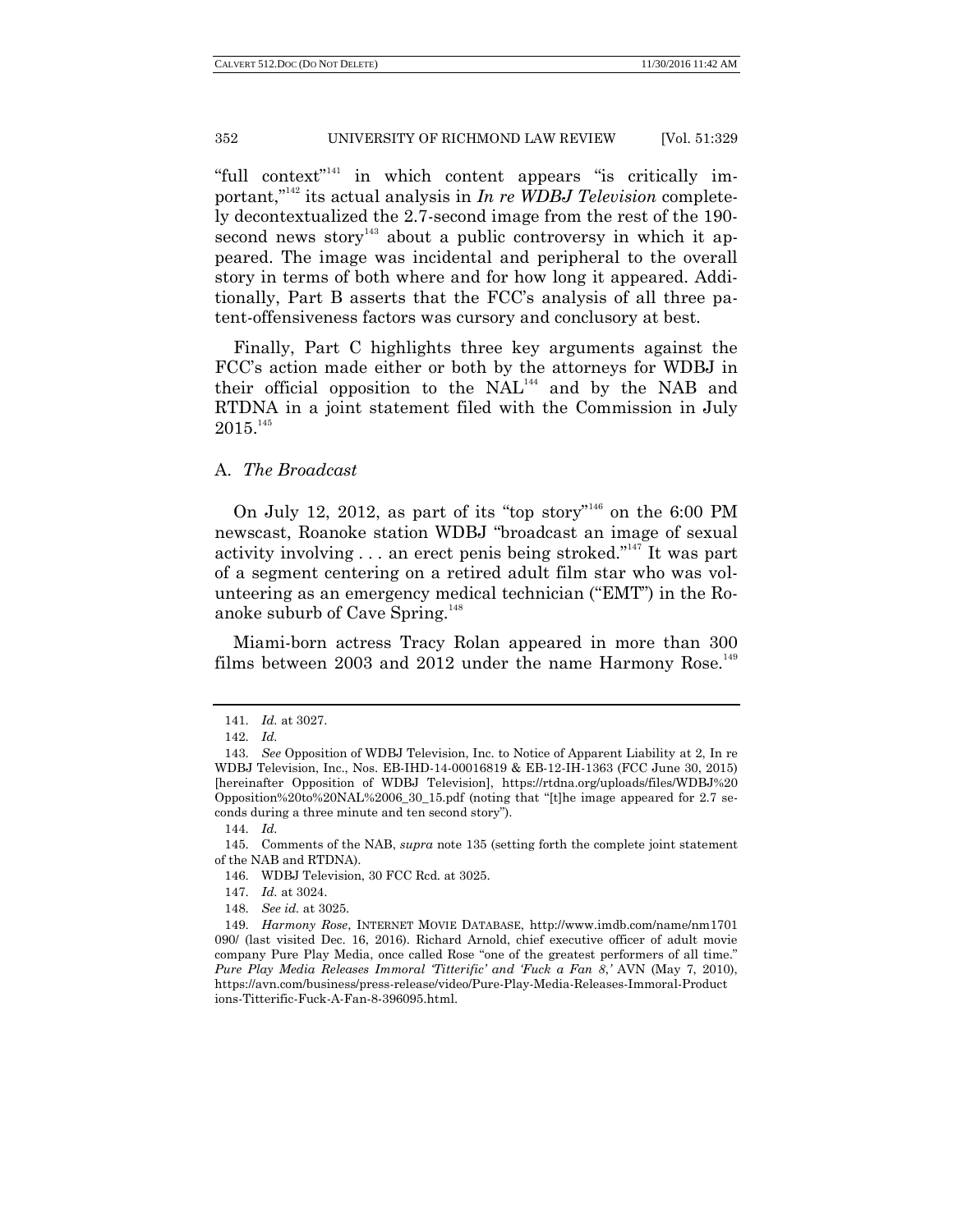"full context"[141] in which content appears "is critically important,"[142] its actual analysis in *In re WDBJ Television* completely decontextualized the 2.7-second image from the rest of the 190-second news story[143] about a public controversy in which it appeared. The image was incidental and peripheral to the overall story in terms of both where and for how long it appeared. Additionally, Part B asserts that the FCC's analysis of all three patent-offensiveness factors was cursory and conclusory at best.

Finally, Part C highlights three key arguments against the FCC's action made either or both by the attorneys for WDBJ in their official opposition to the NAL[144] and by the NAB and RTDNA in a joint statement filed with the Commission in July 2015.[145]

## A. *The Broadcast*

On July 12, 2012, as part of its "top story"[146] on the 6:00 PM newscast, Roanoke station WDBJ "broadcast an image of sexual activity involving . . . an erect penis being stroked."[147] It was part of a segment centering on a retired adult film star who was volunteering as an emergency medical technician ("EMT") in the Roanoke suburb of Cave Spring.[148]

Miami-born actress Tracy Rolan appeared in more than 300 films between 2003 and 2012 under the name Harmony Rose.[149]

---

141. *Id.* at 3027.

142. *Id.*

143. *See* Opposition of WDBJ Television, Inc. to Notice of Apparent Liability at 2, In re WDBJ Television, Inc., Nos. EB-IHD-14-00016819 & EB-12-IH-1363 (FCC June 30, 2015) [hereinafter Opposition of WDBJ Television], https://rtdna.org/uploads/files/WDBJ%20Opposition%20to%20NAL%2006_30_15.pdf (noting that "[t]he image appeared for 2.7 seconds during a three minute and ten second story").

144. *Id.*

145. Comments of the NAB, *supra* note 135 (setting forth the complete joint statement of the NAB and RTDNA).

146. WDBJ Television, 30 FCC Rcd. at 3025.

147. *Id.* at 3024.

148. *See id.* at 3025.

149. *Harmony Rose*, INTERNET MOVIE DATABASE, http://www.imdb.com/name/nm1701090/ (last visited Dec. 16, 2016). Richard Arnold, chief executive officer of adult movie company Pure Play Media, once called Rose "one of the greatest performers of all time." *Pure Play Media Releases Immoral 'Titterific' and 'Fuck a Fan 8,'* AVN (May 7, 2010), https://avn.com/business/press-release/video/Pure-Play-Media-Releases-Immoral-Productions-Titterific-Fuck-A-Fan-8-396095.html.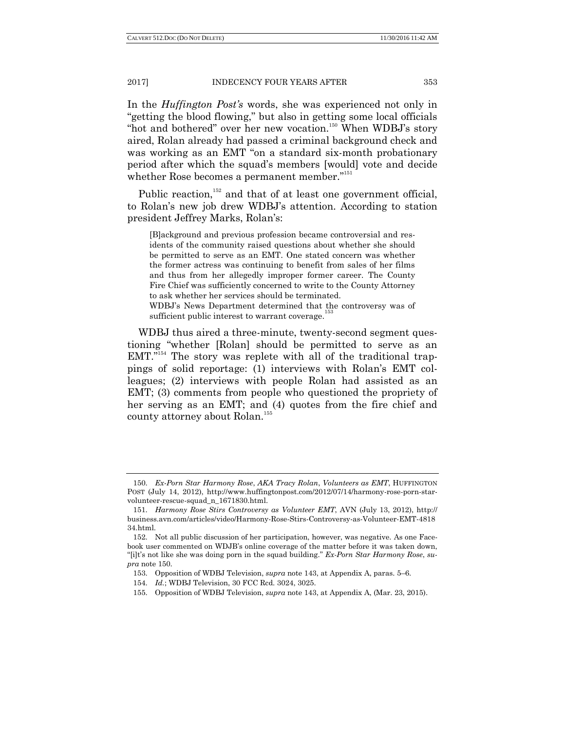In the *Huffington Post's* words, she was experienced not only in "getting the blood flowing," but also in getting some local officials "hot and bothered" over her new vocation.[150] When WDBJ's story aired, Rolan already had passed a criminal background check and was working as an EMT "on a standard six-month probationary period after which the squad's members [would] vote and decide whether Rose becomes a permanent member."[151]

Public reaction,[152] and that of at least one government official, to Rolan's new job drew WDBJ's attention. According to station president Jeffrey Marks, Rolan's:

> [B]ackground and previous profession became controversial and residents of the community raised questions about whether she should be permitted to serve as an EMT. One stated concern was whether the former actress was continuing to benefit from sales of her films and thus from her allegedly improper former career. The County Fire Chief was sufficiently concerned to write to the County Attorney to ask whether her services should be terminated.
>
> WDBJ's News Department determined that the controversy was of sufficient public interest to warrant coverage.[153]

WDBJ thus aired a three-minute, twenty-second segment questioning "whether [Rolan] should be permitted to serve as an EMT."[154] The story was replete with all of the traditional trappings of solid reportage: (1) interviews with Rolan's EMT colleagues; (2) interviews with people Rolan had assisted as an EMT; (3) comments from people who questioned the propriety of her serving as an EMT; and (4) quotes from the fire chief and county attorney about Rolan.[155]

---

150. *Ex-Porn Star Harmony Rose, AKA Tracy Rolan, Volunteers as EMT*, HUFFINGTON POST (July 14, 2012), http://www.huffingtonpost.com/2012/07/14/harmony-rose-porn-star-volunteer-rescue-squad_n_1671830.html.

151. *Harmony Rose Stirs Controversy as Volunteer EMT*, AVN (July 13, 2012), http://business.avn.com/articles/video/Harmony-Rose-Stirs-Controversy-as-Volunteer-EMT-481834.html.

152. Not all public discussion of her participation, however, was negative. As one Facebook user commented on WDJB's online coverage of the matter before it was taken down, "[i]t's not like she was doing porn in the squad building." *Ex-Porn Star Harmony Rose*, *supra* note 150.

153. Opposition of WDBJ Television, *supra* note 143, at Appendix A, paras. 5–6.

154. *Id.*; WDBJ Television, 30 FCC Rcd. 3024, 3025.

155. Opposition of WDBJ Television, *supra* note 143, at Appendix A, (Mar. 23, 2015).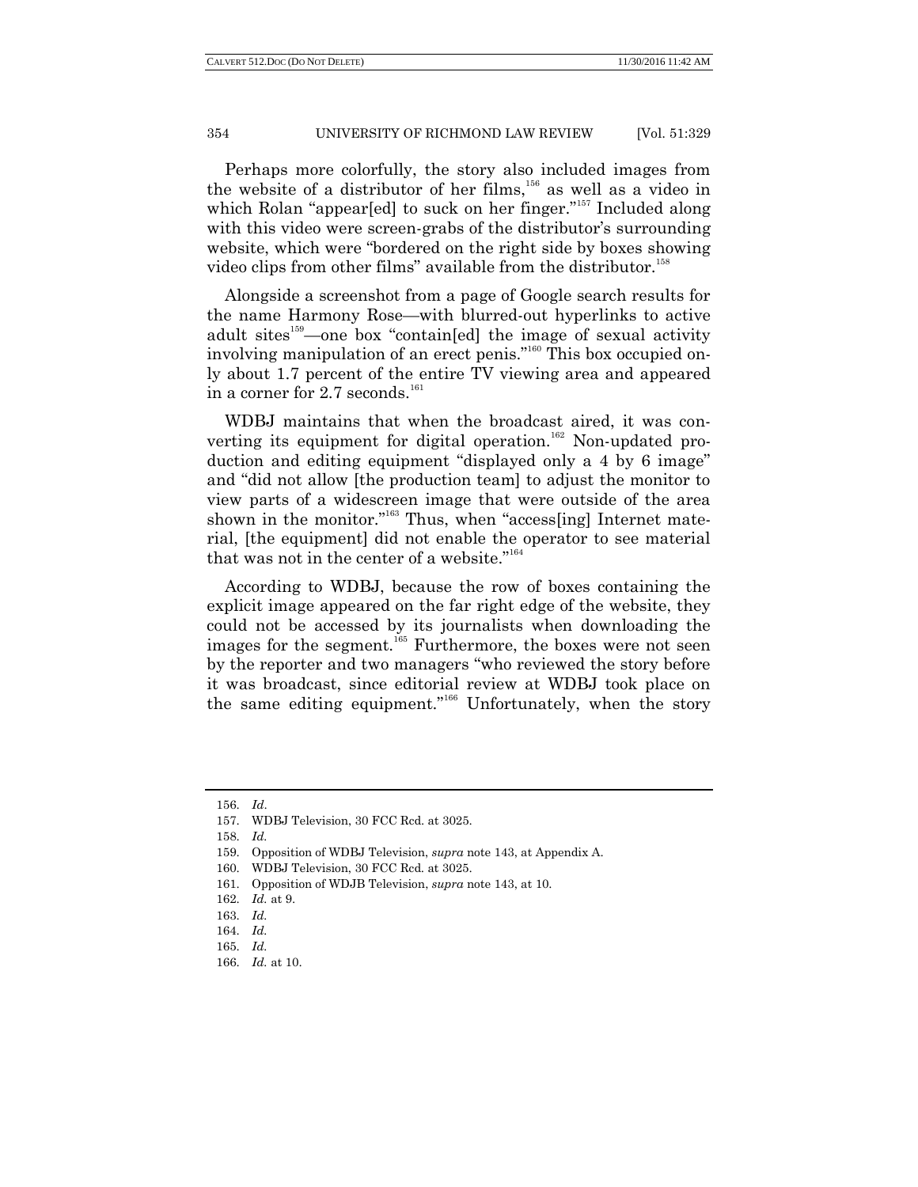Perhaps more colorfully, the story also included images from the website of a distributor of her films,[156] as well as a video in which Rolan "appear[ed] to suck on her finger."[157] Included along with this video were screen-grabs of the distributor's surrounding website, which were "bordered on the right side by boxes showing video clips from other films" available from the distributor.[158]

Alongside a screenshot from a page of Google search results for the name Harmony Rose—with blurred-out hyperlinks to active adult sites[159]—one box "contain[ed] the image of sexual activity involving manipulation of an erect penis."[160] This box occupied only about 1.7 percent of the entire TV viewing area and appeared in a corner for 2.7 seconds.[161]

WDBJ maintains that when the broadcast aired, it was converting its equipment for digital operation.[162] Non-updated production and editing equipment "displayed only a 4 by 6 image" and "did not allow [the production team] to adjust the monitor to view parts of a widescreen image that were outside of the area shown in the monitor."[163] Thus, when "access[ing] Internet material, [the equipment] did not enable the operator to see material that was not in the center of a website."[164]

According to WDBJ, because the row of boxes containing the explicit image appeared on the far right edge of the website, they could not be accessed by its journalists when downloading the images for the segment.[165] Furthermore, the boxes were not seen by the reporter and two managers "who reviewed the story before it was broadcast, since editorial review at WDBJ took place on the same editing equipment."[166] Unfortunately, when the story

---

156. *Id*.

157. WDBJ Television, 30 FCC Rcd. at 3025.

158. *Id.*

159. Opposition of WDBJ Television, *supra* note 143, at Appendix A.

160. WDBJ Television, 30 FCC Rcd. at 3025.

161. Opposition of WDJB Television, *supra* note 143, at 10.

162. *Id.* at 9.

163. *Id.*

164. *Id.*

165. *Id.*

166. *Id.* at 10.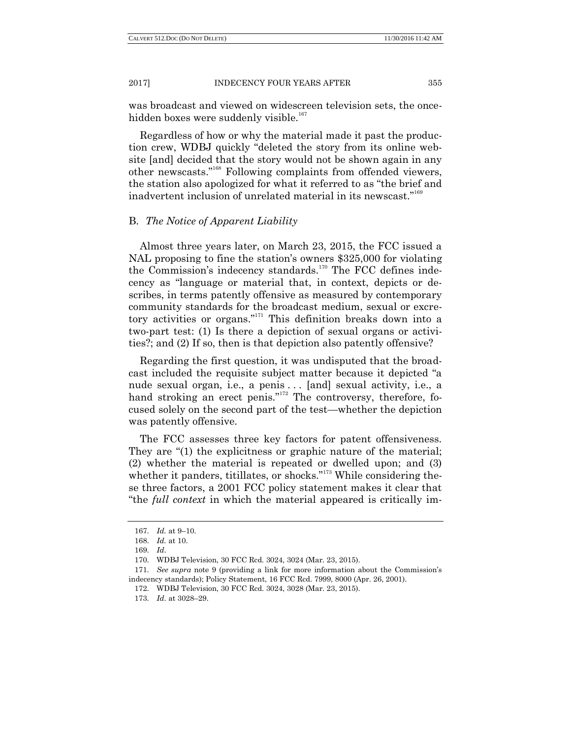was broadcast and viewed on widescreen television sets, the once-hidden boxes were suddenly visible.[167]

Regardless of how or why the material made it past the production crew, WDBJ quickly "deleted the story from its online website [and] decided that the story would not be shown again in any other newscasts."[168] Following complaints from offended viewers, the station also apologized for what it referred to as "the brief and inadvertent inclusion of unrelated material in its newscast."[169]

### B. *The Notice of Apparent Liability*

Almost three years later, on March 23, 2015, the FCC issued a NAL proposing to fine the station's owners $325,000 for violating the Commission's indecency standards.[170] The FCC defines indecency as "language or material that, in context, depicts or describes, in terms patently offensive as measured by contemporary community standards for the broadcast medium, sexual or excretory activities or organs."[171] This definition breaks down into a two-part test: (1) Is there a depiction of sexual organs or activities?; and (2) If so, then is that depiction also patently offensive?

Regarding the first question, it was undisputed that the broadcast included the requisite subject matter because it depicted "a nude sexual organ, i.e., a penis . . . [and] sexual activity, i.e., a hand stroking an erect penis."[172] The controversy, therefore, focused solely on the second part of the test—whether the depiction was patently offensive.

The FCC assesses three key factors for patent offensiveness. They are "(1) the explicitness or graphic nature of the material; (2) whether the material is repeated or dwelled upon; and (3) whether it panders, titillates, or shocks."[173] While considering these three factors, a 2001 FCC policy statement makes it clear that "the *full context* in which the material appeared is critically im-

---

167. *Id.* at 9–10.

168. *Id.* at 10.

169. *Id*.

170. WDBJ Television, 30 FCC Rcd. 3024, 3024 (Mar. 23, 2015).

171. *See supra* note 9 (providing a link for more information about the Commission's indecency standards); Policy Statement, 16 FCC Rcd. 7999, 8000 (Apr. 26, 2001).

172. WDBJ Television, 30 FCC Rcd. 3024, 3028 (Mar. 23, 2015).

173. *Id*. at 3028–29.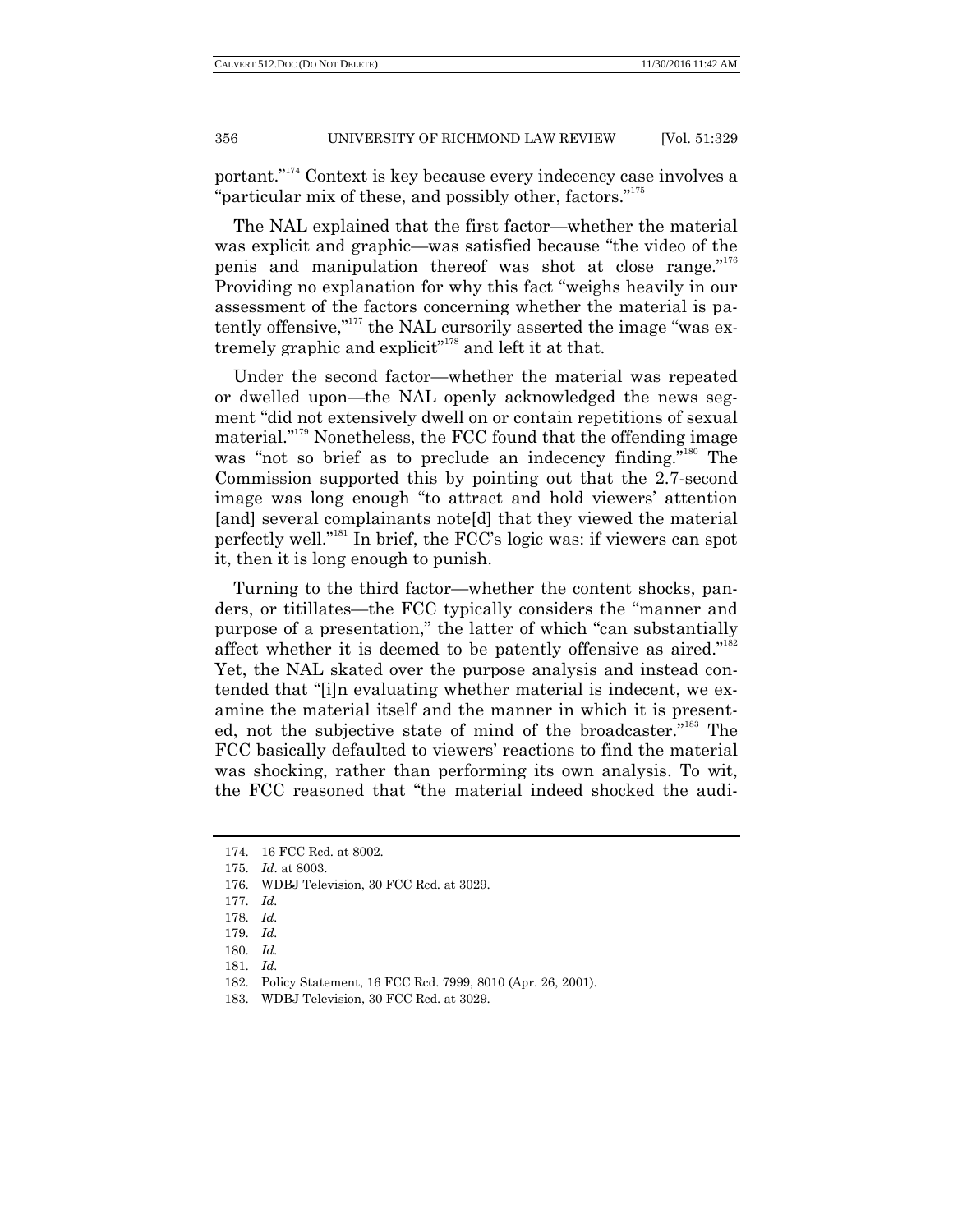portant."[174] Context is key because every indecency case involves a "particular mix of these, and possibly other, factors."[175]

The NAL explained that the first factor—whether the material was explicit and graphic—was satisfied because "the video of the penis and manipulation thereof was shot at close range."[176] Providing no explanation for why this fact "weighs heavily in our assessment of the factors concerning whether the material is patently offensive,"[177] the NAL cursorily asserted the image "was extremely graphic and explicit"[178] and left it at that.

Under the second factor—whether the material was repeated or dwelled upon—the NAL openly acknowledged the news segment "did not extensively dwell on or contain repetitions of sexual material."[179] Nonetheless, the FCC found that the offending image was "not so brief as to preclude an indecency finding."[180] The Commission supported this by pointing out that the 2.7-second image was long enough "to attract and hold viewers' attention [and] several complainants note[d] that they viewed the material perfectly well."[181] In brief, the FCC's logic was: if viewers can spot it, then it is long enough to punish.

Turning to the third factor—whether the content shocks, panders, or titillates—the FCC typically considers the "manner and purpose of a presentation," the latter of which "can substantially affect whether it is deemed to be patently offensive as aired."[182] Yet, the NAL skated over the purpose analysis and instead contended that "[i]n evaluating whether material is indecent, we examine the material itself and the manner in which it is presented, not the subjective state of mind of the broadcaster."[183] The FCC basically defaulted to viewers' reactions to find the material was shocking, rather than performing its own analysis. To wit, the FCC reasoned that "the material indeed shocked the audi-

---

174. 16 FCC Rcd. at 8002.

175. *Id*. at 8003.

176. WDBJ Television, 30 FCC Rcd. at 3029.

177. *Id.*

178. *Id.*

179. *Id.*

180. *Id.*

181. *Id.*

182. Policy Statement, 16 FCC Rcd. 7999, 8010 (Apr. 26, 2001).

183. WDBJ Television, 30 FCC Rcd. at 3029.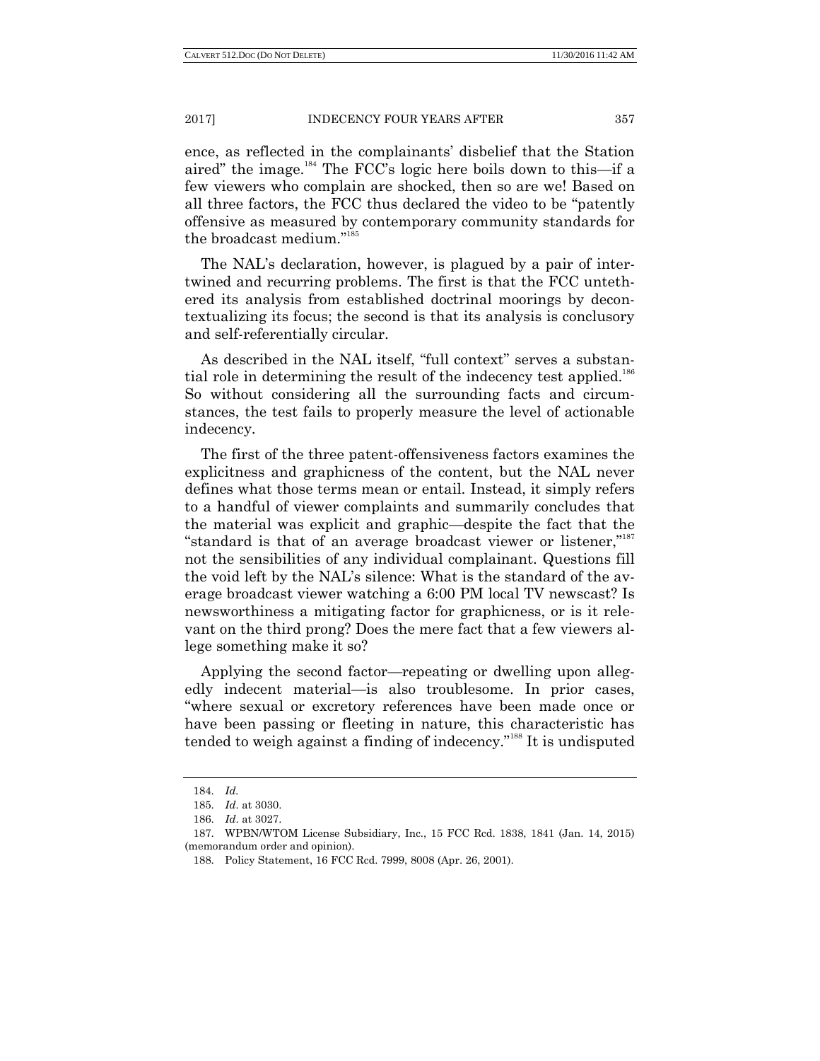ence, as reflected in the complainants' disbelief that the Station aired" the image.[184] The FCC's logic here boils down to this—if a few viewers who complain are shocked, then so are we! Based on all three factors, the FCC thus declared the video to be "patently offensive as measured by contemporary community standards for the broadcast medium."[185]

The NAL's declaration, however, is plagued by a pair of intertwined and recurring problems. The first is that the FCC untethered its analysis from established doctrinal moorings by decontextualizing its focus; the second is that its analysis is conclusory and self-referentially circular.

As described in the NAL itself, "full context" serves a substantial role in determining the result of the indecency test applied.[186] So without considering all the surrounding facts and circumstances, the test fails to properly measure the level of actionable indecency.

The first of the three patent-offensiveness factors examines the explicitness and graphicness of the content, but the NAL never defines what those terms mean or entail. Instead, it simply refers to a handful of viewer complaints and summarily concludes that the material was explicit and graphic—despite the fact that the "standard is that of an average broadcast viewer or listener,"[187] not the sensibilities of any individual complainant. Questions fill the void left by the NAL's silence: What is the standard of the average broadcast viewer watching a 6:00 PM local TV newscast? Is newsworthiness a mitigating factor for graphicness, or is it relevant on the third prong? Does the mere fact that a few viewers allege something make it so?

Applying the second factor—repeating or dwelling upon allegedly indecent material—is also troublesome. In prior cases, "where sexual or excretory references have been made once or have been passing or fleeting in nature, this characteristic has tended to weigh against a finding of indecency."[188] It is undisputed

---

184. *Id.*

185. *Id*. at 3030.

186. *Id*. at 3027.

187. WPBN/WTOM License Subsidiary, Inc., 15 FCC Rcd. 1838, 1841 (Jan. 14, 2015) (memorandum order and opinion).

188. Policy Statement, 16 FCC Rcd. 7999, 8008 (Apr. 26, 2001).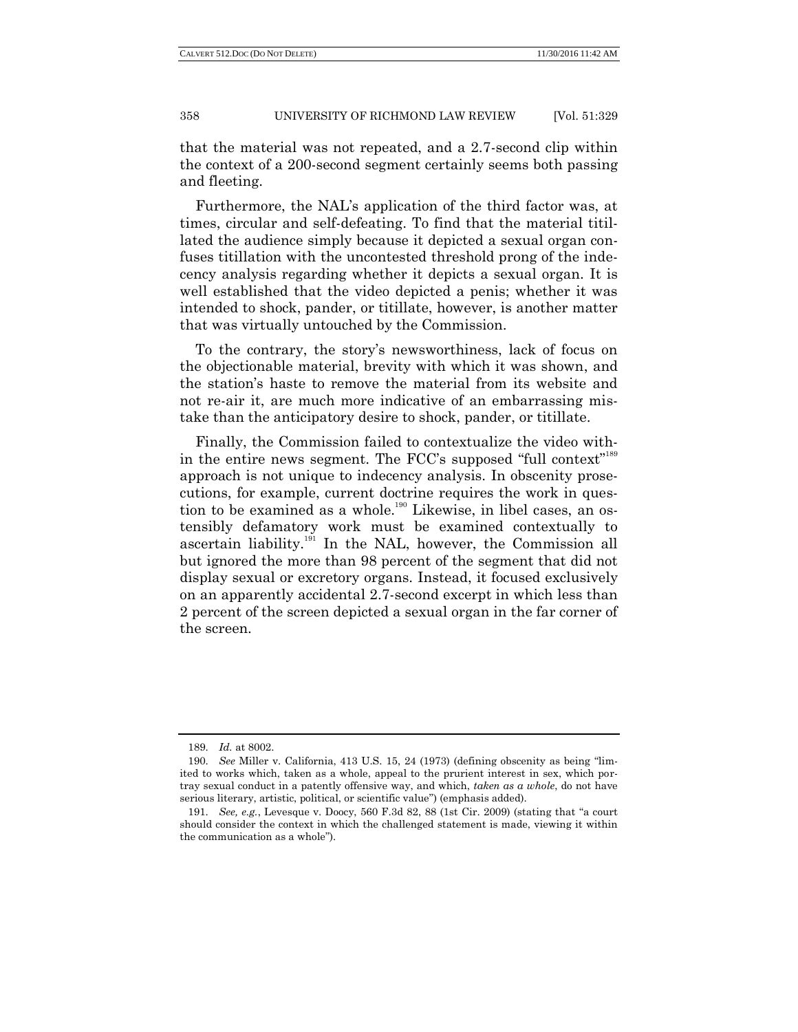that the material was not repeated, and a 2.7-second clip within the context of a 200-second segment certainly seems both passing and fleeting.

Furthermore, the NAL's application of the third factor was, at times, circular and self-defeating. To find that the material titillated the audience simply because it depicted a sexual organ confuses titillation with the uncontested threshold prong of the indecency analysis regarding whether it depicts a sexual organ. It is well established that the video depicted a penis; whether it was intended to shock, pander, or titillate, however, is another matter that was virtually untouched by the Commission.

To the contrary, the story's newsworthiness, lack of focus on the objectionable material, brevity with which it was shown, and the station's haste to remove the material from its website and not re-air it, are much more indicative of an embarrassing mistake than the anticipatory desire to shock, pander, or titillate.

Finally, the Commission failed to contextualize the video within the entire news segment. The FCC's supposed "full context"[189] approach is not unique to indecency analysis. In obscenity prosecutions, for example, current doctrine requires the work in question to be examined as a whole.[190] Likewise, in libel cases, an ostensibly defamatory work must be examined contextually to ascertain liability.[191] In the NAL, however, the Commission all but ignored the more than 98 percent of the segment that did not display sexual or excretory organs. Instead, it focused exclusively on an apparently accidental 2.7-second excerpt in which less than 2 percent of the screen depicted a sexual organ in the far corner of the screen.

---

189. *Id.* at 8002.

190. *See* Miller v. California, 413 U.S. 15, 24 (1973) (defining obscenity as being "limited to works which, taken as a whole, appeal to the prurient interest in sex, which portray sexual conduct in a patently offensive way, and which, *taken as a whole*, do not have serious literary, artistic, political, or scientific value") (emphasis added).

191. *See, e.g.*, Levesque v. Doocy, 560 F.3d 82, 88 (1st Cir. 2009) (stating that "a court should consider the context in which the challenged statement is made, viewing it within the communication as a whole").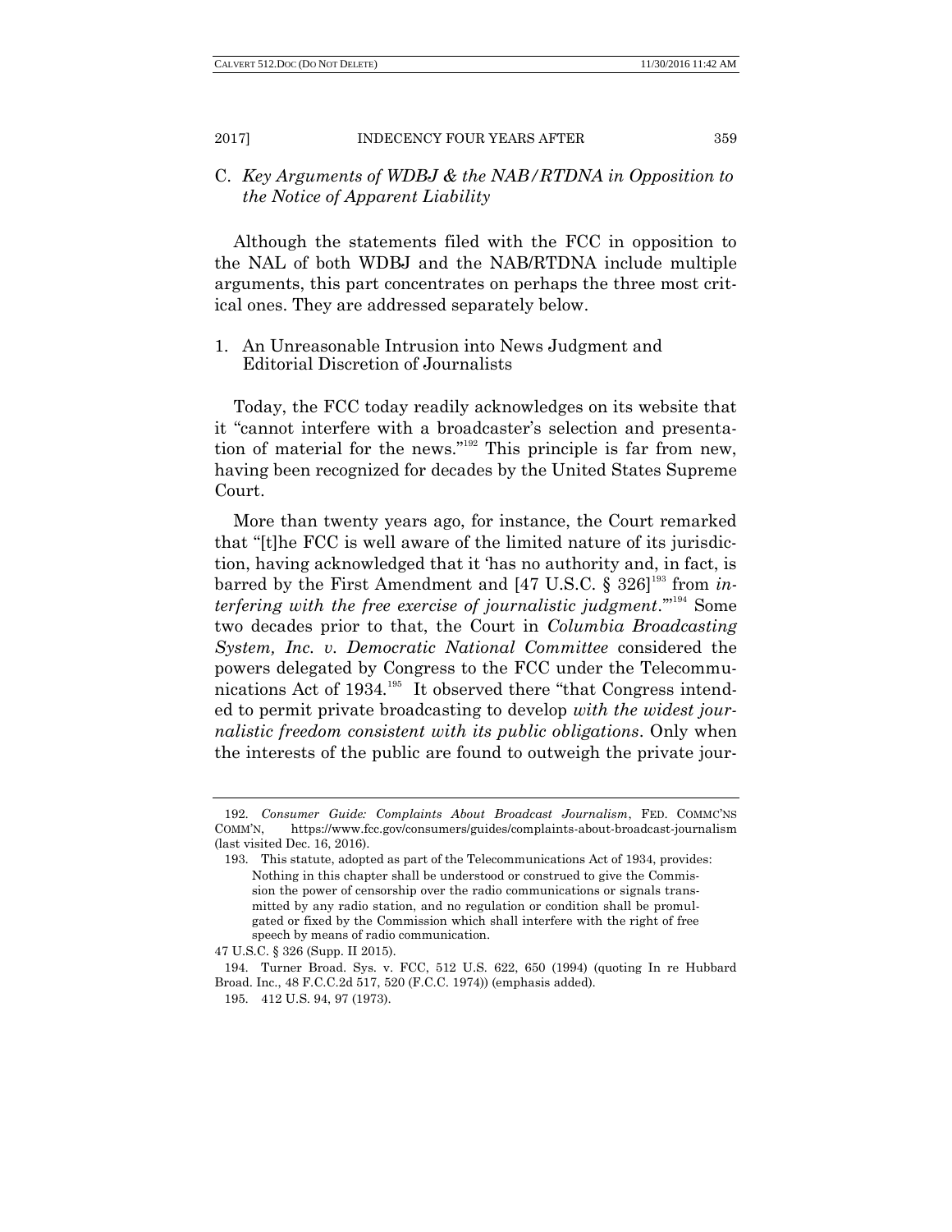### C. *Key Arguments of WDBJ & the NAB/RTDNA in Opposition to the Notice of Apparent Liability*

Although the statements filed with the FCC in opposition to the NAL of both WDBJ and the NAB/RTDNA include multiple arguments, this part concentrates on perhaps the three most critical ones. They are addressed separately below.

#### 1. An Unreasonable Intrusion into News Judgment and Editorial Discretion of Journalists

Today, the FCC today readily acknowledges on its website that it "cannot interfere with a broadcaster's selection and presentation of material for the news."[192] This principle is far from new, having been recognized for decades by the United States Supreme Court.

More than twenty years ago, for instance, the Court remarked that "[t]he FCC is well aware of the limited nature of its jurisdiction, having acknowledged that it 'has no authority and, in fact, is barred by the First Amendment and [47 U.S.C. § 326][193] from *interfering with the free exercise of journalistic judgment*.'"[194] Some two decades prior to that, the Court in *Columbia Broadcasting System, Inc. v. Democratic National Committee* considered the powers delegated by Congress to the FCC under the Telecommunications Act of 1934.[195] It observed there "that Congress intended to permit private broadcasting to develop *with the widest journalistic freedom consistent with its public obligations*. Only when the interests of the public are found to outweigh the private jour-

---

192. *Consumer Guide: Complaints About Broadcast Journalism*, FED. COMMC'NS COMM'N, https://www.fcc.gov/consumers/guides/complaints-about-broadcast-journalism (last visited Dec. 16, 2016).

193. This statute, adopted as part of the Telecommunications Act of 1934, provides:

> Nothing in this chapter shall be understood or construed to give the Commission the power of censorship over the radio communications or signals transmitted by any radio station, and no regulation or condition shall be promulgated or fixed by the Commission which shall interfere with the right of free speech by means of radio communication.

47 U.S.C. § 326 (Supp. II 2015).

194. Turner Broad. Sys. v. FCC, 512 U.S. 622, 650 (1994) (quoting In re Hubbard Broad. Inc., 48 F.C.C.2d 517, 520 (F.C.C. 1974)) (emphasis added).

195. 412 U.S. 94, 97 (1973).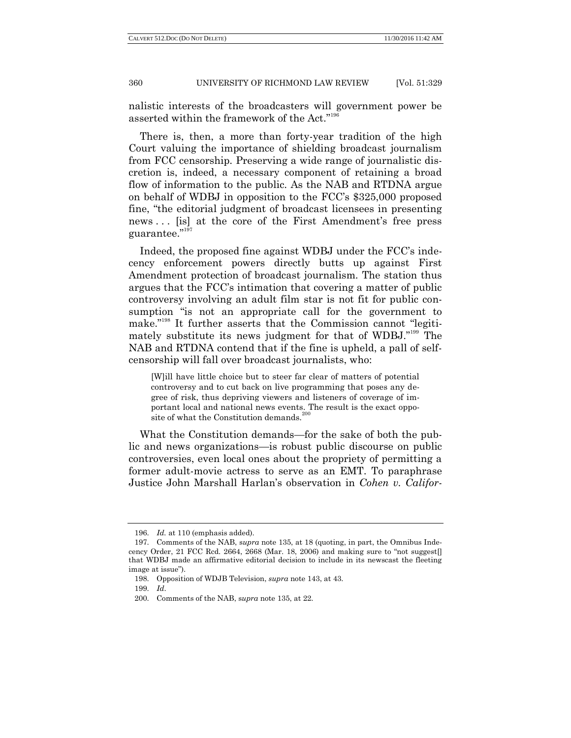nalistic interests of the broadcasters will government power be asserted within the framework of the Act."[196]

There is, then, a more than forty-year tradition of the high Court valuing the importance of shielding broadcast journalism from FCC censorship. Preserving a wide range of journalistic discretion is, indeed, a necessary component of retaining a broad flow of information to the public. As the NAB and RTDNA argue on behalf of WDBJ in opposition to the FCC's $325,000 proposed fine, "the editorial judgment of broadcast licensees in presenting news . . . [is] at the core of the First Amendment's free press guarantee."[197]

Indeed, the proposed fine against WDBJ under the FCC's indecency enforcement powers directly butts up against First Amendment protection of broadcast journalism. The station thus argues that the FCC's intimation that covering a matter of public controversy involving an adult film star is not fit for public consumption "is not an appropriate call for the government to make."[198] It further asserts that the Commission cannot "legitimately substitute its news judgment for that of WDBJ."[199] The NAB and RTDNA contend that if the fine is upheld, a pall of self-censorship will fall over broadcast journalists, who:

> [W]ill have little choice but to steer far clear of matters of potential controversy and to cut back on live programming that poses any degree of risk, thus depriving viewers and listeners of coverage of important local and national news events. The result is the exact opposite of what the Constitution demands.[200]

What the Constitution demands—for the sake of both the public and news organizations—is robust public discourse on public controversies, even local ones about the propriety of permitting a former adult-movie actress to serve as an EMT. To paraphrase Justice John Marshall Harlan's observation in *Cohen v. Califor-*

---

196. *Id.* at 110 (emphasis added).

197. Comments of the NAB, *supra* note 135, at 18 (quoting, in part, the Omnibus Indecency Order, 21 FCC Rcd. 2664, 2668 (Mar. 18, 2006) and making sure to "not suggest[] that WDBJ made an affirmative editorial decision to include in its newscast the fleeting image at issue").

198. Opposition of WDJB Television, *supra* note 143, at 43.

199. *Id*.

200. Comments of the NAB, *supra* note 135, at 22.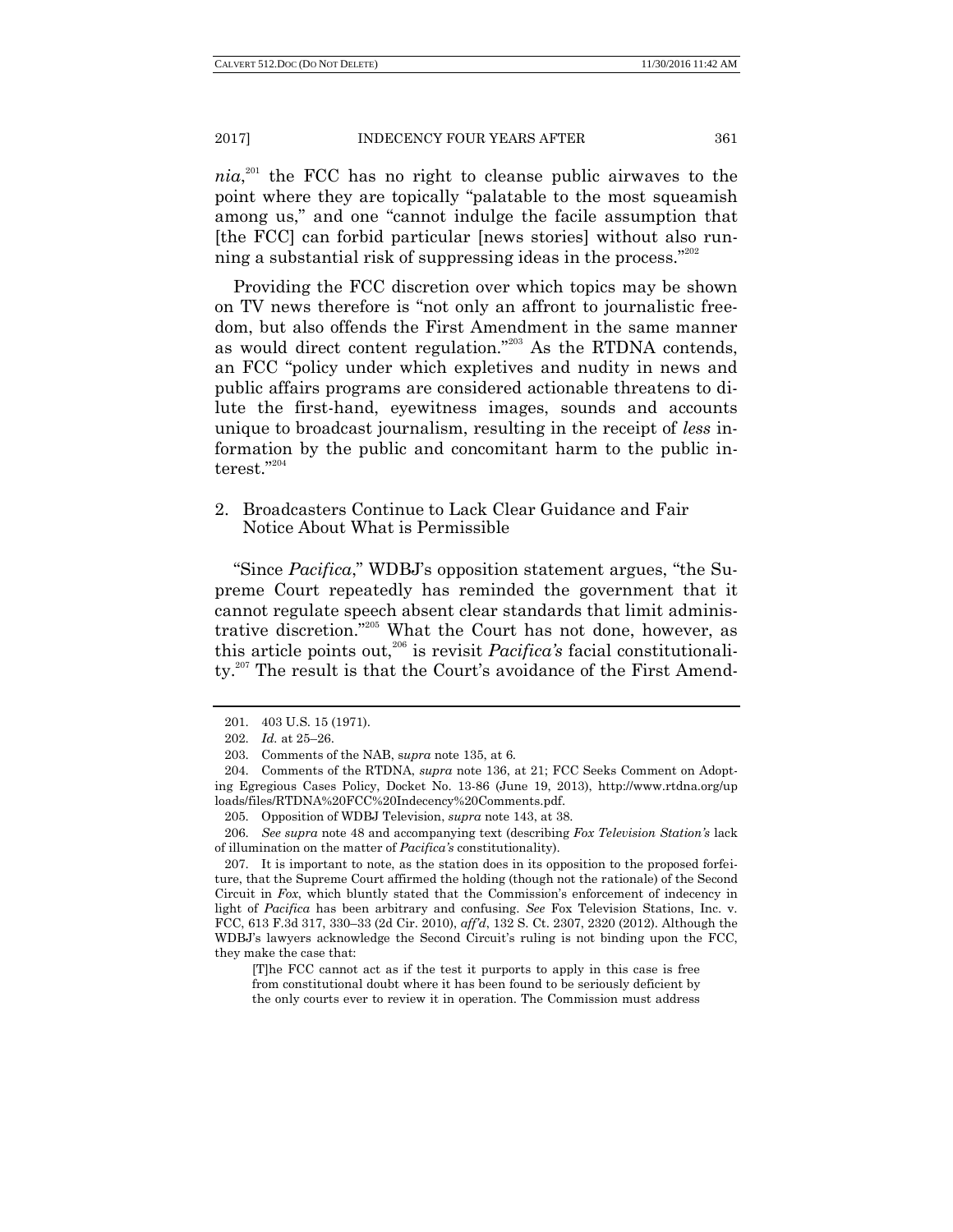*nia*,[201] the FCC has no right to cleanse public airwaves to the point where they are topically "palatable to the most squeamish among us," and one "cannot indulge the facile assumption that [the FCC] can forbid particular [news stories] without also running a substantial risk of suppressing ideas in the process."[202]

Providing the FCC discretion over which topics may be shown on TV news therefore is "not only an affront to journalistic freedom, but also offends the First Amendment in the same manner as would direct content regulation."[203] As the RTDNA contends, an FCC "policy under which expletives and nudity in news and public affairs programs are considered actionable threatens to dilute the first-hand, eyewitness images, sounds and accounts unique to broadcast journalism, resulting in the receipt of *less* information by the public and concomitant harm to the public interest."[204]

### 2. Broadcasters Continue to Lack Clear Guidance and Fair Notice About What is Permissible

"Since *Pacifica*," WDBJ's opposition statement argues, "the Supreme Court repeatedly has reminded the government that it cannot regulate speech absent clear standards that limit administrative discretion."[205] What the Court has not done, however, as this article points out,[206] is revisit *Pacifica's* facial constitutionality.[207] The result is that the Court's avoidance of the First Amend-

---

201. 403 U.S. 15 (1971).

202. *Id.* at 25–26.

203. Comments of the NAB, s*upra* note 135, at 6.

204. Comments of the RTDNA, *supra* note 136, at 21; FCC Seeks Comment on Adopting Egregious Cases Policy, Docket No. 13-86 (June 19, 2013), http://www.rtdna.org/uploads/files/RTDNA%20FCC%20Indecency%20Comments.pdf.

205. Opposition of WDBJ Television, *supra* note 143, at 38.

206. *See supra* note 48 and accompanying text (describing *Fox Television Station's* lack of illumination on the matter of *Pacifica's* constitutionality).

207. It is important to note, as the station does in its opposition to the proposed forfeiture, that the Supreme Court affirmed the holding (though not the rationale) of the Second Circuit in *Fox*, which bluntly stated that the Commission's enforcement of indecency in light of *Pacifica* has been arbitrary and confusing. *See* Fox Television Stations, Inc. v. FCC, 613 F.3d 317, 330–33 (2d Cir. 2010), *aff'd*, 132 S. Ct. 2307, 2320 (2012). Although the WDBJ's lawyers acknowledge the Second Circuit's ruling is not binding upon the FCC, they make the case that:

> [T]he FCC cannot act as if the test it purports to apply in this case is free from constitutional doubt where it has been found to be seriously deficient by the only courts ever to review it in operation. The Commission must address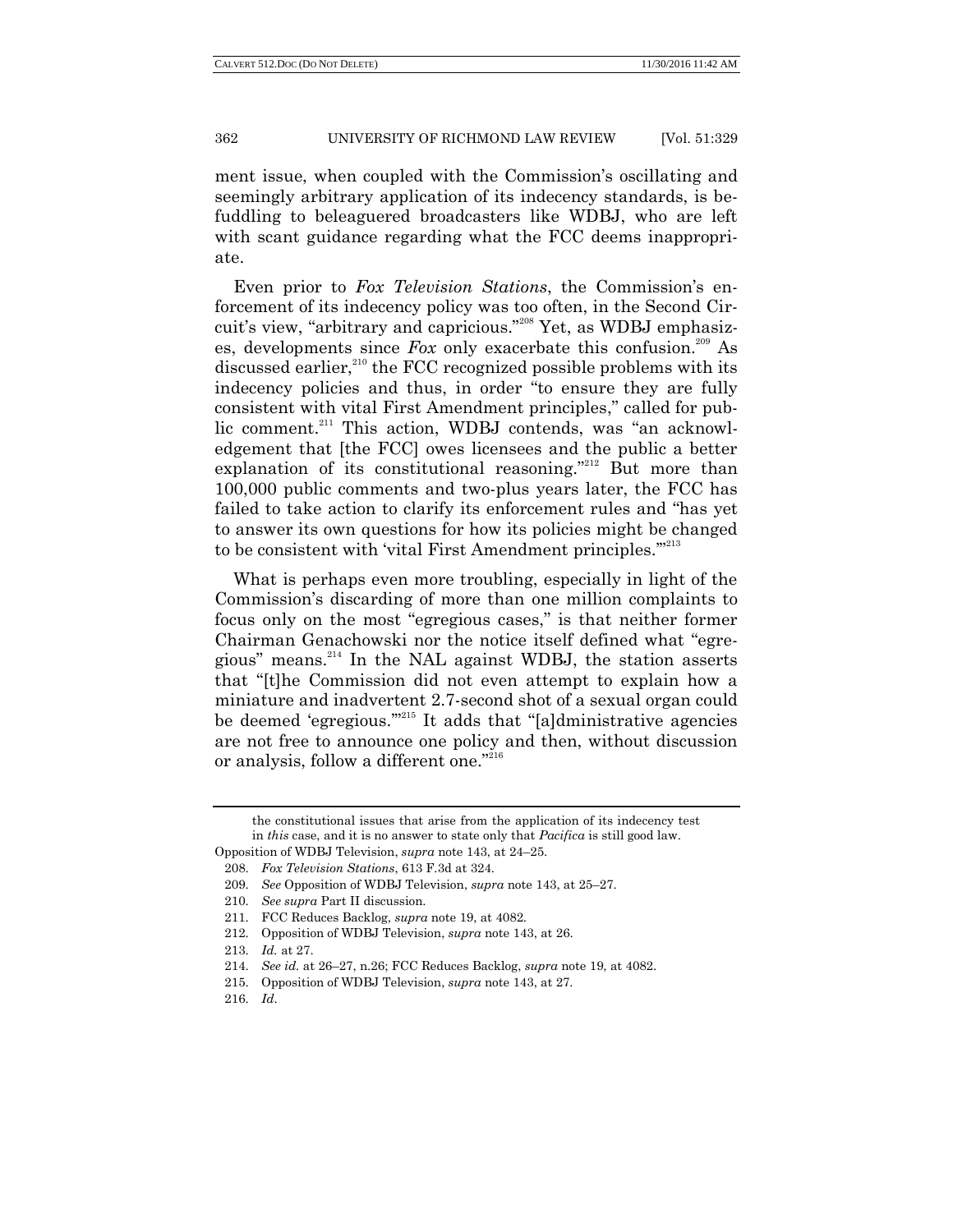ment issue, when coupled with the Commission's oscillating and seemingly arbitrary application of its indecency standards, is befuddling to beleaguered broadcasters like WDBJ, who are left with scant guidance regarding what the FCC deems inappropriate.

Even prior to *Fox Television Stations*, the Commission's enforcement of its indecency policy was too often, in the Second Circuit's view, "arbitrary and capricious."[208] Yet, as WDBJ emphasizes, developments since *Fox* only exacerbate this confusion.[209] As discussed earlier,[210] the FCC recognized possible problems with its indecency policies and thus, in order "to ensure they are fully consistent with vital First Amendment principles," called for public comment.[211] This action, WDBJ contends, was "an acknowledgement that [the FCC] owes licensees and the public a better explanation of its constitutional reasoning."[212] But more than 100,000 public comments and two-plus years later, the FCC has failed to take action to clarify its enforcement rules and "has yet to answer its own questions for how its policies might be changed to be consistent with 'vital First Amendment principles.'"[213]

What is perhaps even more troubling, especially in light of the Commission's discarding of more than one million complaints to focus only on the most "egregious cases," is that neither former Chairman Genachowski nor the notice itself defined what "egregious" means.[214] In the NAL against WDBJ, the station asserts that "[t]he Commission did not even attempt to explain how a miniature and inadvertent 2.7-second shot of a sexual organ could be deemed 'egregious.'"[215] It adds that "[a]dministrative agencies are not free to announce one policy and then, without discussion or analysis, follow a different one."[216]

---

the constitutional issues that arise from the application of its indecency test in *this* case, and it is no answer to state only that *Pacifica* is still good law.

Opposition of WDBJ Television, *supra* note 143, at 24–25.

208. *Fox Television Stations*, 613 F.3d at 324.

209. *See* Opposition of WDBJ Television, *supra* note 143, at 25–27.

210. *See supra* Part II discussion.

211. FCC Reduces Backlog, *supra* note 19, at 4082.

212. Opposition of WDBJ Television, *supra* note 143, at 26.

213. *Id.* at 27.

214. *See id.* at 26–27, n.26; FCC Reduces Backlog, *supra* note 19, at 4082.

215. Opposition of WDBJ Television, *supra* note 143, at 27.

216. *Id*.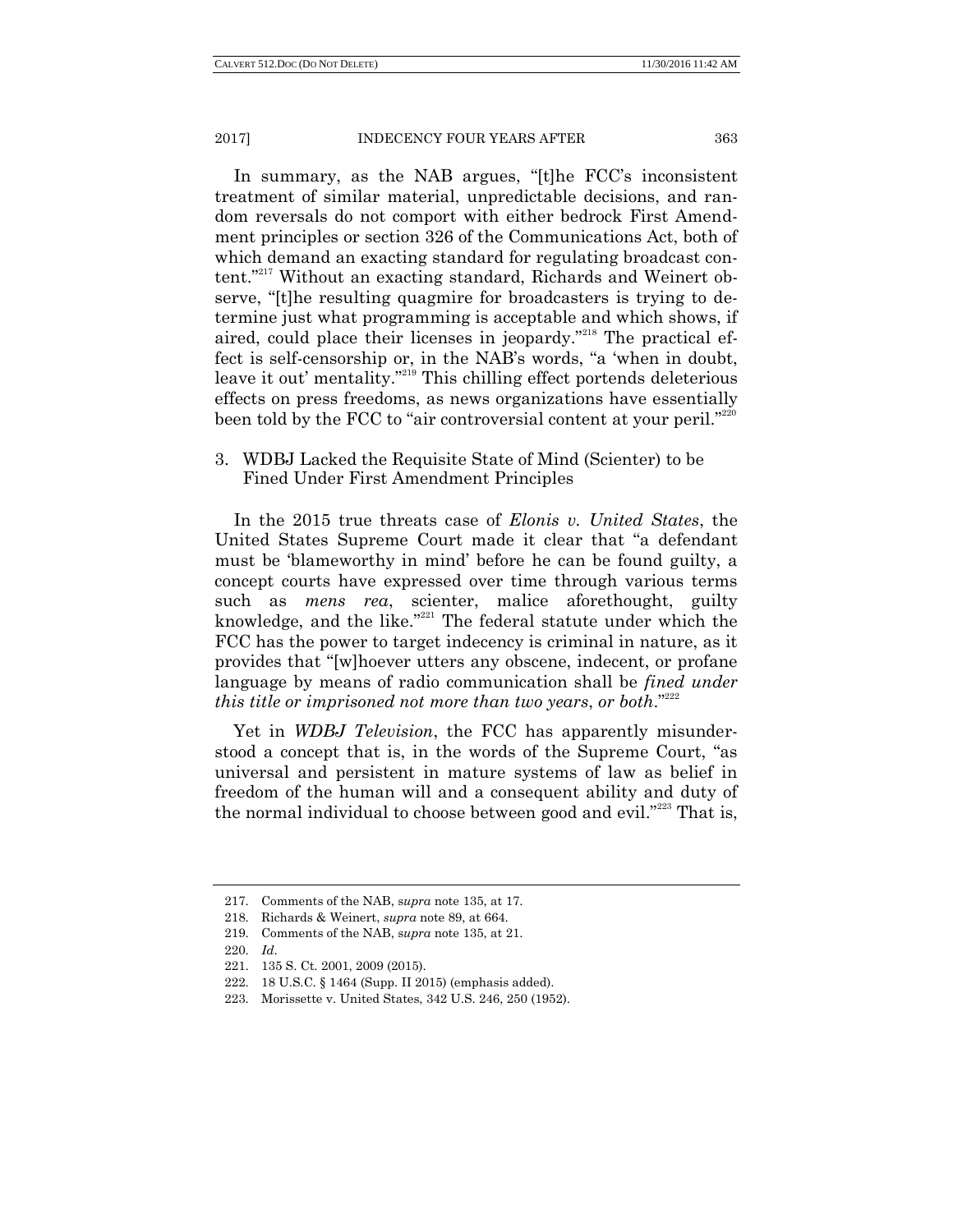In summary, as the NAB argues, "[t]he FCC's inconsistent treatment of similar material, unpredictable decisions, and random reversals do not comport with either bedrock First Amendment principles or section 326 of the Communications Act, both of which demand an exacting standard for regulating broadcast content."[217] Without an exacting standard, Richards and Weinert observe, "[t]he resulting quagmire for broadcasters is trying to determine just what programming is acceptable and which shows, if aired, could place their licenses in jeopardy."[218] The practical effect is self-censorship or, in the NAB's words, "a 'when in doubt, leave it out' mentality."[219] This chilling effect portends deleterious effects on press freedoms, as news organizations have essentially been told by the FCC to "air controversial content at your peril."[220]

### 3. WDBJ Lacked the Requisite State of Mind (Scienter) to be Fined Under First Amendment Principles

In the 2015 true threats case of *Elonis v. United States*, the United States Supreme Court made it clear that "a defendant must be 'blameworthy in mind' before he can be found guilty, a concept courts have expressed over time through various terms such as *mens rea*, scienter, malice aforethought, guilty knowledge, and the like."[221] The federal statute under which the FCC has the power to target indecency is criminal in nature, as it provides that "[w]hoever utters any obscene, indecent, or profane language by means of radio communication shall be *fined under this title or imprisoned not more than two years, or both*."[222]

Yet in *WDBJ Television*, the FCC has apparently misunderstood a concept that is, in the words of the Supreme Court, "as universal and persistent in mature systems of law as belief in freedom of the human will and a consequent ability and duty of the normal individual to choose between good and evil."[223] That is,

---

217. Comments of the NAB, *supra* note 135, at 17.

218. Richards & Weinert, *supra* note 89, at 664.

219. Comments of the NAB, *supra* note 135, at 21.

220. *Id.*

221. 135 S. Ct. 2001, 2009 (2015).

222. 18 U.S.C. § 1464 (Supp. II 2015) (emphasis added).

223. Morissette v. United States, 342 U.S. 246, 250 (1952).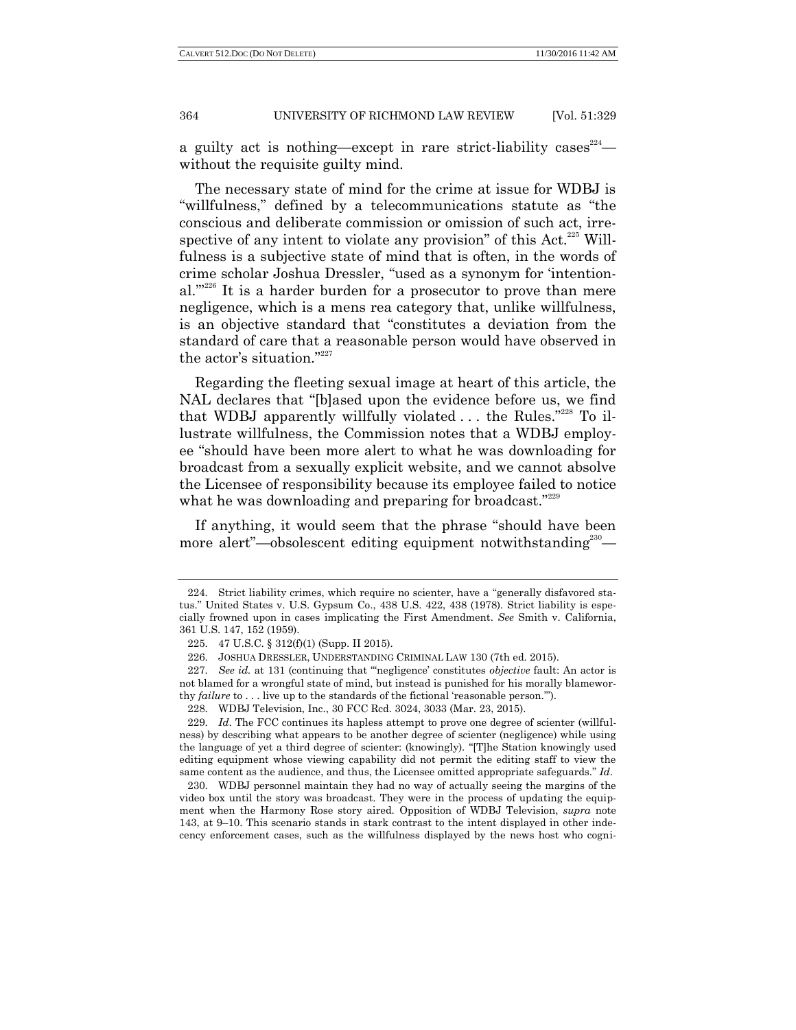a guilty act is nothing—except in rare strict-liability cases[224]—without the requisite guilty mind.

The necessary state of mind for the crime at issue for WDBJ is "willfulness," defined by a telecommunications statute as "the conscious and deliberate commission or omission of such act, irrespective of any intent to violate any provision" of this Act.[225] Willfulness is a subjective state of mind that is often, in the words of crime scholar Joshua Dressler, "used as a synonym for 'intentional.'"[226] It is a harder burden for a prosecutor to prove than mere negligence, which is a mens rea category that, unlike willfulness, is an objective standard that "constitutes a deviation from the standard of care that a reasonable person would have observed in the actor's situation."[227]

Regarding the fleeting sexual image at heart of this article, the NAL declares that "[b]ased upon the evidence before us, we find that WDBJ apparently willfully violated . . . the Rules."[228] To illustrate willfulness, the Commission notes that a WDBJ employee "should have been more alert to what he was downloading for broadcast from a sexually explicit website, and we cannot absolve the Licensee of responsibility because its employee failed to notice what he was downloading and preparing for broadcast."[229]

If anything, it would seem that the phrase "should have been more alert"—obsolescent editing equipment notwithstanding[230]—

---

224. Strict liability crimes, which require no scienter, have a "generally disfavored status." United States v. U.S. Gypsum Co., 438 U.S. 422, 438 (1978). Strict liability is especially frowned upon in cases implicating the First Amendment. *See* Smith v. California, 361 U.S. 147, 152 (1959).

225. 47 U.S.C. § 312(f)(1) (Supp. II 2015).

226. JOSHUA DRESSLER, UNDERSTANDING CRIMINAL LAW 130 (7th ed. 2015).

227. *See id.* at 131 (continuing that "'negligence' constitutes *objective* fault: An actor is not blamed for a wrongful state of mind, but instead is punished for his morally blameworthy *failure* to . . . live up to the standards of the fictional 'reasonable person.'").

228. WDBJ Television, Inc., 30 FCC Rcd. 3024, 3033 (Mar. 23, 2015).

229. *Id*. The FCC continues its hapless attempt to prove one degree of scienter (willfulness) by describing what appears to be another degree of scienter (negligence) while using the language of yet a third degree of scienter: (knowingly). "[T]he Station knowingly used editing equipment whose viewing capability did not permit the editing staff to view the same content as the audience, and thus, the Licensee omitted appropriate safeguards." *Id*.

230. WDBJ personnel maintain they had no way of actually seeing the margins of the video box until the story was broadcast. They were in the process of updating the equipment when the Harmony Rose story aired. Opposition of WDBJ Television, *supra* note 143, at 9–10. This scenario stands in stark contrast to the intent displayed in other indecency enforcement cases, such as the willfulness displayed by the news host who cogni-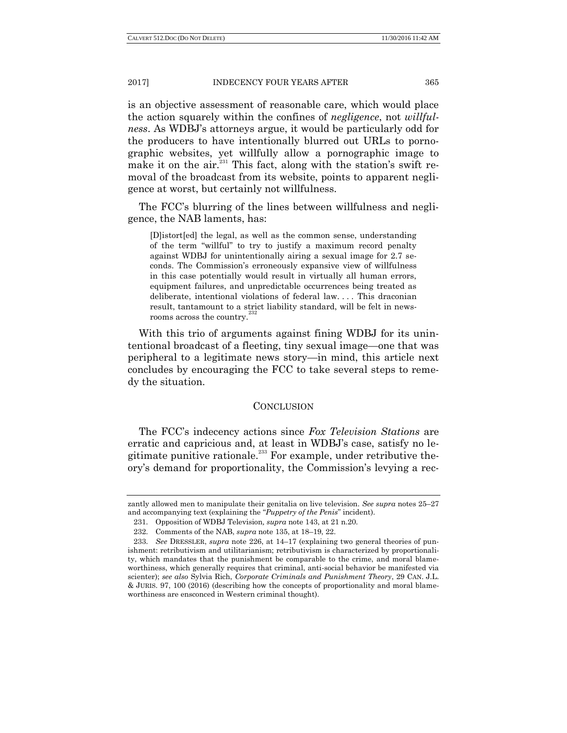is an objective assessment of reasonable care, which would place the action squarely within the confines of *negligence*, not *willfulness*. As WDBJ's attorneys argue, it would be particularly odd for the producers to have intentionally blurred out URLs to pornographic websites, yet willfully allow a pornographic image to make it on the air.[231] This fact, along with the station's swift removal of the broadcast from its website, points to apparent negligence at worst, but certainly not willfulness.

The FCC's blurring of the lines between willfulness and negligence, the NAB laments, has:

> [D]istort[ed] the legal, as well as the common sense, understanding of the term "willful" to try to justify a maximum record penalty against WDBJ for unintentionally airing a sexual image for 2.7 seconds. The Commission's erroneously expansive view of willfulness in this case potentially would result in virtually all human errors, equipment failures, and unpredictable occurrences being treated as deliberate, intentional violations of federal law. . . . This draconian result, tantamount to a strict liability standard, will be felt in newsrooms across the country.[232]

With this trio of arguments against fining WDBJ for its unintentional broadcast of a fleeting, tiny sexual image—one that was peripheral to a legitimate news story—in mind, this article next concludes by encouraging the FCC to take several steps to remedy the situation.

## CONCLUSION

The FCC's indecency actions since *Fox Television Stations* are erratic and capricious and, at least in WDBJ's case, satisfy no legitimate punitive rationale.[233] For example, under retributive theory's demand for proportionality, the Commission's levying a rec-

---

zantly allowed men to manipulate their genitalia on live television. *See supra* notes 25–27 and accompanying text (explaining the "*Puppetry of the Penis*" incident).

231. Opposition of WDBJ Television, *supra* note 143, at 21 n.20.

232. Comments of the NAB, *supra* note 135, at 18–19, 22.

233. *See* DRESSLER, *supra* note 226, at 14–17 (explaining two general theories of punishment: retributivism and utilitarianism; retributivism is characterized by proportionality, which mandates that the punishment be comparable to the crime, and moral blameworthiness, which generally requires that criminal, anti-social behavior be manifested via scienter); *see also* Sylvia Rich, *Corporate Criminals and Punishment Theory*, 29 CAN. J.L. & JURIS. 97, 100 (2016) (describing how the concepts of proportionality and moral blameworthiness are ensconced in Western criminal thought).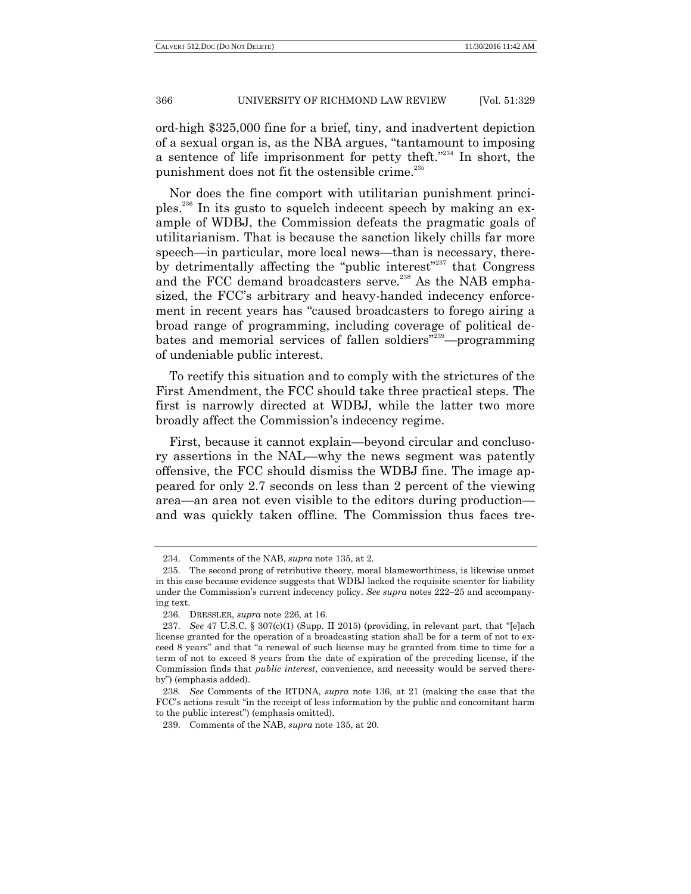ord-high $325,000 fine for a brief, tiny, and inadvertent depiction of a sexual organ is, as the NBA argues, "tantamount to imposing a sentence of life imprisonment for petty theft."[234] In short, the punishment does not fit the ostensible crime.[235]

Nor does the fine comport with utilitarian punishment principles.[236] In its gusto to squelch indecent speech by making an example of WDBJ, the Commission defeats the pragmatic goals of utilitarianism. That is because the sanction likely chills far more speech—in particular, more local news—than is necessary, thereby detrimentally affecting the "public interest"[237] that Congress and the FCC demand broadcasters serve.[238] As the NAB emphasized, the FCC's arbitrary and heavy-handed indecency enforcement in recent years has "caused broadcasters to forego airing a broad range of programming, including coverage of political debates and memorial services of fallen soldiers"[239]—programming of undeniable public interest.

To rectify this situation and to comply with the strictures of the First Amendment, the FCC should take three practical steps. The first is narrowly directed at WDBJ, while the latter two more broadly affect the Commission's indecency regime.

First, because it cannot explain—beyond circular and conclusory assertions in the NAL—why the news segment was patently offensive, the FCC should dismiss the WDBJ fine. The image appeared for only 2.7 seconds on less than 2 percent of the viewing area—an area not even visible to the editors during production—and was quickly taken offline. The Commission thus faces tre-

---

234. Comments of the NAB, *supra* note 135, at 2.

235. The second prong of retributive theory, moral blameworthiness, is likewise unmet in this case because evidence suggests that WDBJ lacked the requisite scienter for liability under the Commission's current indecency policy. *See supra* notes 222–25 and accompanying text.

236. DRESSLER, *supra* note 226, at 16.

237. *See* 47 U.S.C. § 307(c)(1) (Supp. II 2015) (providing, in relevant part, that "[e]ach license granted for the operation of a broadcasting station shall be for a term of not to exceed 8 years" and that "a renewal of such license may be granted from time to time for a term of not to exceed 8 years from the date of expiration of the preceding license, if the Commission finds that *public interest*, convenience, and necessity would be served thereby") (emphasis added).

238. *See* Comments of the RTDNA, *supra* note 136, at 21 (making the case that the FCC's actions result "in the receipt of less information by the public and concomitant harm to the public interest") (emphasis omitted).

239. Comments of the NAB, *supra* note 135, at 20.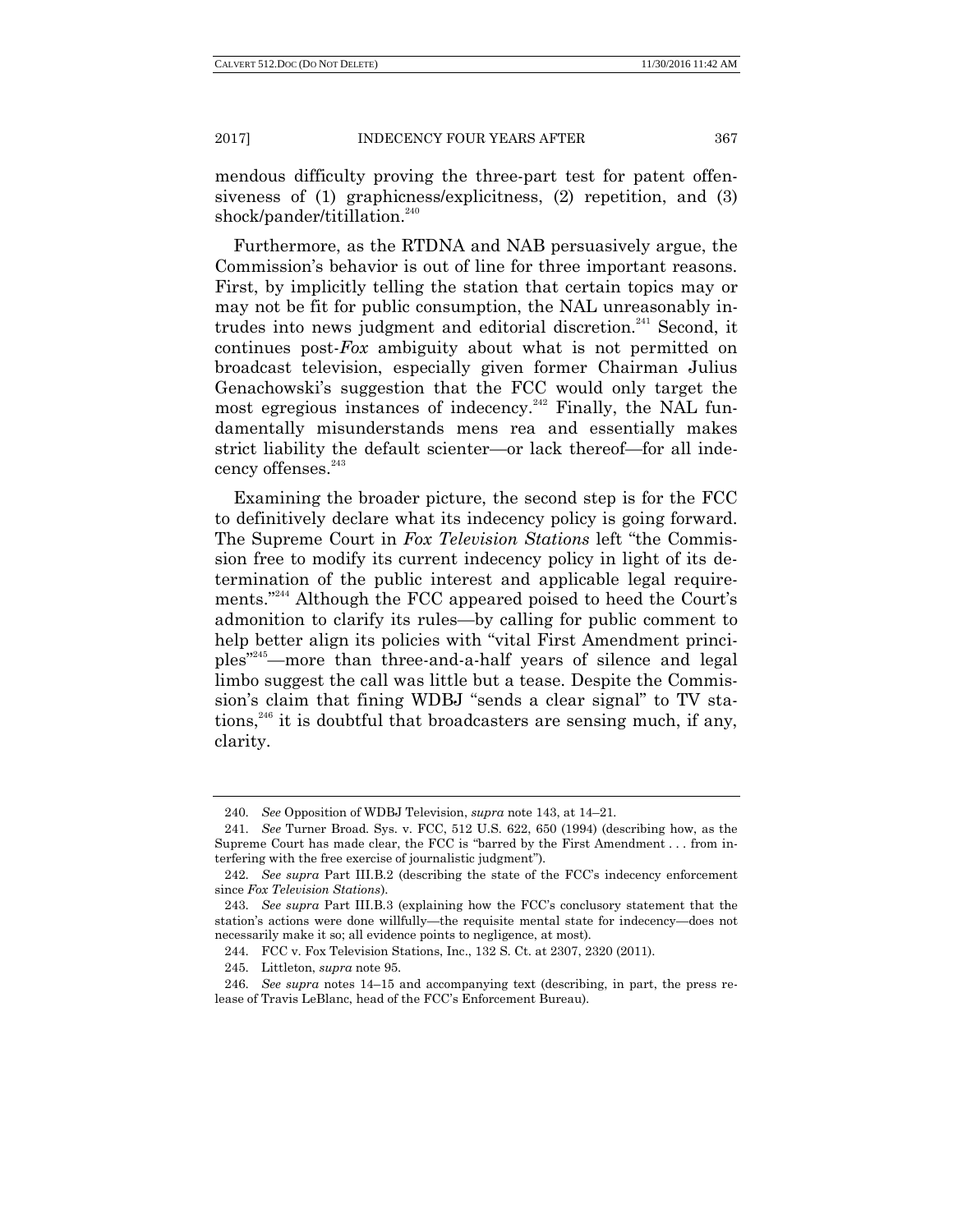mendous difficulty proving the three-part test for patent offensiveness of (1) graphicness/explicitness, (2) repetition, and (3) shock/pander/titillation.[240]

Furthermore, as the RTDNA and NAB persuasively argue, the Commission's behavior is out of line for three important reasons. First, by implicitly telling the station that certain topics may or may not be fit for public consumption, the NAL unreasonably intrudes into news judgment and editorial discretion.[241] Second, it continues post-*Fox* ambiguity about what is not permitted on broadcast television, especially given former Chairman Julius Genachowski's suggestion that the FCC would only target the most egregious instances of indecency.[242] Finally, the NAL fundamentally misunderstands mens rea and essentially makes strict liability the default scienter—or lack thereof—for all indecency offenses.[243]

Examining the broader picture, the second step is for the FCC to definitively declare what its indecency policy is going forward. The Supreme Court in *Fox Television Stations* left "the Commission free to modify its current indecency policy in light of its determination of the public interest and applicable legal requirements."[244] Although the FCC appeared poised to heed the Court's admonition to clarify its rules—by calling for public comment to help better align its policies with "vital First Amendment principles"[245]—more than three-and-a-half years of silence and legal limbo suggest the call was little but a tease. Despite the Commission's claim that fining WDBJ "sends a clear signal" to TV stations,[246] it is doubtful that broadcasters are sensing much, if any, clarity.

---

240. *See* Opposition of WDBJ Television, *supra* note 143, at 14–21.

241. *See* Turner Broad. Sys. v. FCC, 512 U.S. 622, 650 (1994) (describing how, as the Supreme Court has made clear, the FCC is "barred by the First Amendment . . . from interfering with the free exercise of journalistic judgment").

242. *See supra* Part III.B.2 (describing the state of the FCC's indecency enforcement since *Fox Television Stations*).

243. *See supra* Part III.B.3 (explaining how the FCC's conclusory statement that the station's actions were done willfully—the requisite mental state for indecency—does not necessarily make it so; all evidence points to negligence, at most).

244. FCC v. Fox Television Stations, Inc., 132 S. Ct. at 2307, 2320 (2011).

245. Littleton, *supra* note 95.

246. *See supra* notes 14–15 and accompanying text (describing, in part, the press release of Travis LeBlanc, head of the FCC's Enforcement Bureau).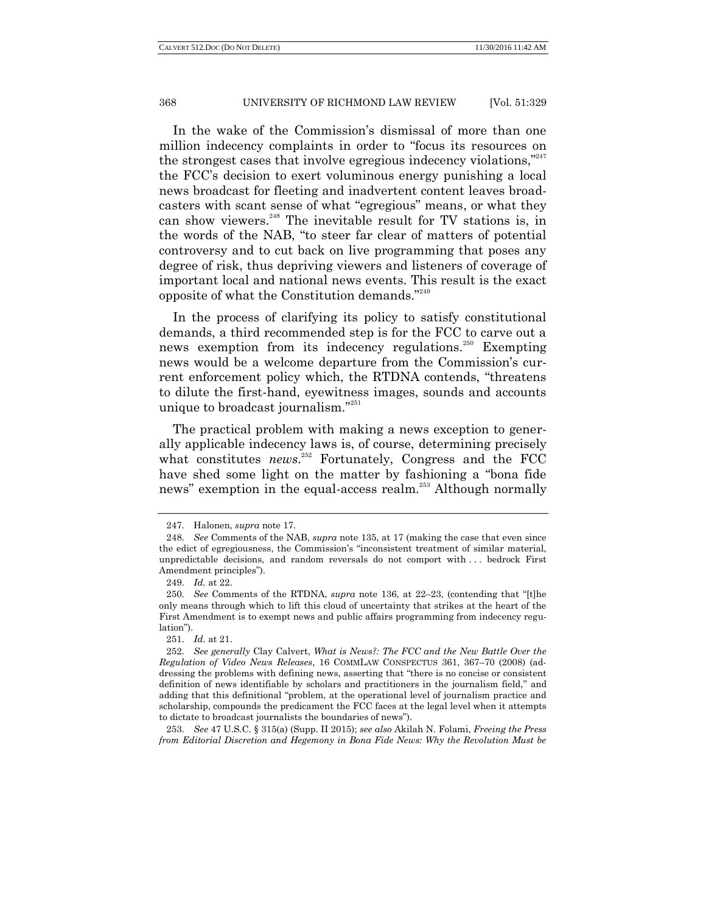In the wake of the Commission's dismissal of more than one million indecency complaints in order to "focus its resources on the strongest cases that involve egregious indecency violations,"[247] the FCC's decision to exert voluminous energy punishing a local news broadcast for fleeting and inadvertent content leaves broadcasters with scant sense of what "egregious" means, or what they can show viewers.[248] The inevitable result for TV stations is, in the words of the NAB, "to steer far clear of matters of potential controversy and to cut back on live programming that poses any degree of risk, thus depriving viewers and listeners of coverage of important local and national news events. This result is the exact opposite of what the Constitution demands."[249]

In the process of clarifying its policy to satisfy constitutional demands, a third recommended step is for the FCC to carve out a news exemption from its indecency regulations.[250] Exempting news would be a welcome departure from the Commission's current enforcement policy which, the RTDNA contends, "threatens to dilute the first-hand, eyewitness images, sounds and accounts unique to broadcast journalism."[251]

The practical problem with making a news exception to generally applicable indecency laws is, of course, determining precisely what constitutes *news*.[252] Fortunately, Congress and the FCC have shed some light on the matter by fashioning a "bona fide news" exemption in the equal-access realm.[253] Although normally

---

247. Halonen, *supra* note 17.

248. *See* Comments of the NAB, *supra* note 135, at 17 (making the case that even since the edict of egregiousness, the Commission's "inconsistent treatment of similar material, unpredictable decisions, and random reversals do not comport with . . . bedrock First Amendment principles").

249. *Id.* at 22.

250. *See* Comments of the RTDNA, *supra* note 136, at 22–23, (contending that "[t]he only means through which to lift this cloud of uncertainty that strikes at the heart of the First Amendment is to exempt news and public affairs programming from indecency regulation").

251. *Id.* at 21.

252. *See generally* Clay Calvert, *What is News?: The FCC and the New Battle Over the Regulation of Video News Releases*, 16 COMMLAW CONSPECTUS 361, 367–70 (2008) (addressing the problems with defining news, asserting that "there is no concise or consistent definition of news identifiable by scholars and practitioners in the journalism field," and adding that this definitional "problem, at the operational level of journalism practice and scholarship, compounds the predicament the FCC faces at the legal level when it attempts to dictate to broadcast journalists the boundaries of news").

253. *See* 47 U.S.C. § 315(a) (Supp. II 2015); *see also* Akilah N. Folami, *Freeing the Press from Editorial Discretion and Hegemony in Bona Fide News: Why the Revolution Must be*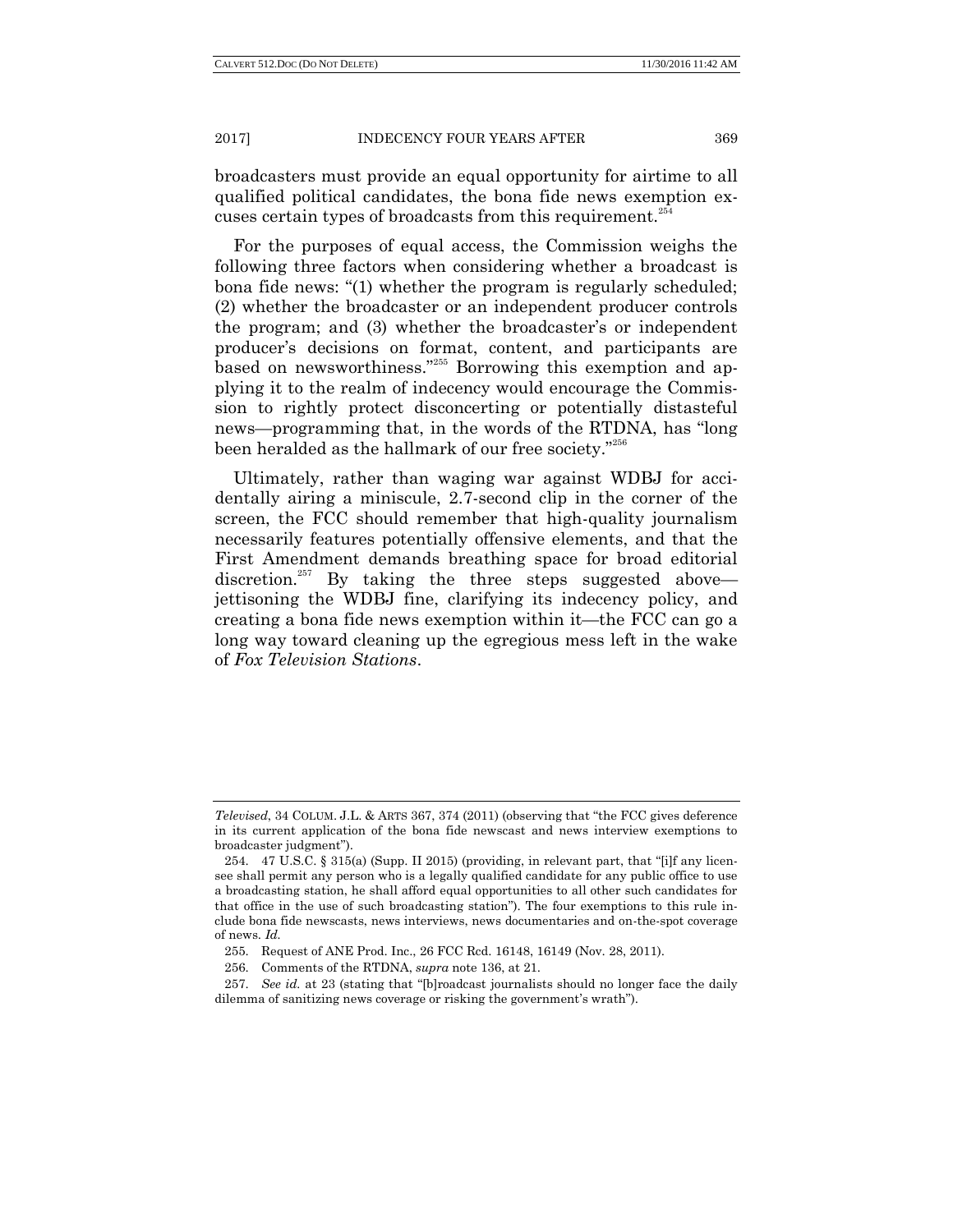broadcasters must provide an equal opportunity for airtime to all qualified political candidates, the bona fide news exemption excuses certain types of broadcasts from this requirement.[254]

For the purposes of equal access, the Commission weighs the following three factors when considering whether a broadcast is bona fide news: "(1) whether the program is regularly scheduled; (2) whether the broadcaster or an independent producer controls the program; and (3) whether the broadcaster's or independent producer's decisions on format, content, and participants are based on newsworthiness."[255] Borrowing this exemption and applying it to the realm of indecency would encourage the Commission to rightly protect disconcerting or potentially distasteful news—programming that, in the words of the RTDNA, has "long been heralded as the hallmark of our free society."[256]

Ultimately, rather than waging war against WDBJ for accidentally airing a miniscule, 2.7-second clip in the corner of the screen, the FCC should remember that high-quality journalism necessarily features potentially offensive elements, and that the First Amendment demands breathing space for broad editorial discretion.[257] By taking the three steps suggested above—jettisoning the WDBJ fine, clarifying its indecency policy, and creating a bona fide news exemption within it—the FCC can go a long way toward cleaning up the egregious mess left in the wake of *Fox Television Stations*.

---

*Televised*, 34 COLUM. J.L. & ARTS 367, 374 (2011) (observing that "the FCC gives deference in its current application of the bona fide newscast and news interview exemptions to broadcaster judgment").

254. 47 U.S.C. § 315(a) (Supp. II 2015) (providing, in relevant part, that "[i]f any licensee shall permit any person who is a legally qualified candidate for any public office to use a broadcasting station, he shall afford equal opportunities to all other such candidates for that office in the use of such broadcasting station"). The four exemptions to this rule include bona fide newscasts, news interviews, news documentaries and on-the-spot coverage of news. *Id.*

255. Request of ANE Prod. Inc., 26 FCC Rcd. 16148, 16149 (Nov. 28, 2011).

256. Comments of the RTDNA, *supra* note 136, at 21.

257. *See id.* at 23 (stating that "[b]roadcast journalists should no longer face the daily dilemma of sanitizing news coverage or risking the government's wrath").